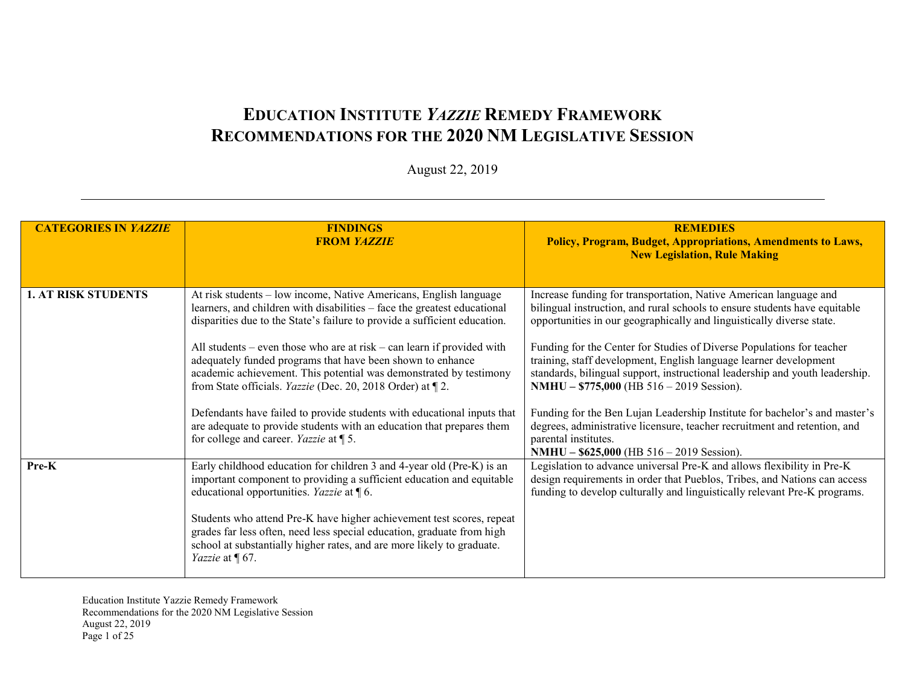# EDUCATION INSTITUTE *YAZZIE* REMEDY FRAMEWORK
# RECOMMENDATIONS FOR THE 2020 NM LEGISLATIVE SESSION

August 22, 2019

| CATEGORIES IN *YAZZIE* | FINDINGS FROM *YAZZIE* | REMEDIES **Policy, Program, Budget, Appropriations, Amendments to Laws, New Legislation, Rule Making** |
|---|---|---|
| **1. AT RISK STUDENTS** | At risk students – low income, Native Americans, English language learners, and children with disabilities – face the greatest educational disparities due to the State's failure to provide a sufficient education.<br><br>All students – even those who are at risk – can learn if provided with adequately funded programs that have been shown to enhance academic achievement. This potential was demonstrated by testimony from State officials. *Yazzie* (Dec. 20, 2018 Order) at ¶ 2.<br><br>Defendants have failed to provide students with educational inputs that are adequate to provide students with an education that prepares them for college and career. *Yazzie* at ¶ 5. | Increase funding for transportation, Native American language and bilingual instruction, and rural schools to ensure students have equitable opportunities in our geographically and linguistically diverse state.<br><br>Funding for the Center for Studies of Diverse Populations for teacher training, staff development, English language learner development standards, bilingual support, instructional leadership and youth leadership. **NMHU – $775,000** (HB 516 – 2019 Session).<br><br>Funding for the Ben Lujan Leadership Institute for bachelor's and master's degrees, administrative licensure, teacher recruitment and retention, and parental institutes. **NMHU – $625,000** (HB 516 – 2019 Session). |
| **Pre-K** | Early childhood education for children 3 and 4-year old (Pre-K) is an important component to providing a sufficient education and equitable educational opportunities. *Yazzie* at ¶ 6.<br><br>Students who attend Pre-K have higher achievement test scores, repeat grades far less often, need less special education, graduate from high school at substantially higher rates, and are more likely to graduate. *Yazzie* at ¶ 67. | Legislation to advance universal Pre-K and allows flexibility in Pre-K design requirements in order that Pueblos, Tribes, and Nations can access funding to develop culturally and linguistically relevant Pre-K programs. |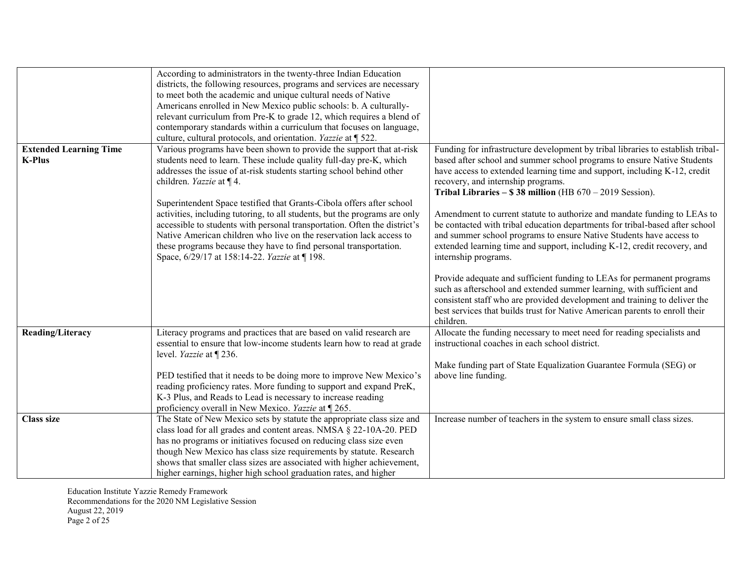| | | |
|---|---|---|
| | According to administrators in the twenty-three Indian Education districts, the following resources, programs and services are necessary to meet both the academic and unique cultural needs of Native Americans enrolled in New Mexico public schools: b. A culturally-relevant curriculum from Pre-K to grade 12, which requires a blend of contemporary standards within a curriculum that focuses on language, culture, cultural protocols, and orientation. *Yazzie* at ¶ 522. | |
| **Extended Learning Time K-Plus** | Various programs have been shown to provide the support that at-risk students need to learn. These include quality full-day pre-K, which addresses the issue of at-risk students starting school behind other children. *Yazzie* at ¶ 4.<br><br>Superintendent Space testified that Grants-Cibola offers after school activities, including tutoring, to all students, but the programs are only accessible to students with personal transportation. Often the district's Native American children who live on the reservation lack access to these programs because they have to find personal transportation. Space, 6/29/17 at 158:14-22. *Yazzie* at ¶ 198. | Funding for infrastructure development by tribal libraries to establish tribal-based after school and summer school programs to ensure Native Students have access to extended learning time and support, including K-12, credit recovery, and internship programs.<br>**Tribal Libraries – $ 38 million** (HB 670 – 2019 Session).<br><br>Amendment to current statute to authorize and mandate funding to LEAs to be contacted with tribal education departments for tribal-based after school and summer school programs to ensure Native Students have access to extended learning time and support, including K-12, credit recovery, and internship programs.<br><br>Provide adequate and sufficient funding to LEAs for permanent programs such as afterschool and extended summer learning, with sufficient and consistent staff who are provided development and training to deliver the best services that builds trust for Native American parents to enroll their children. |
| **Reading/Literacy** | Literacy programs and practices that are based on valid research are essential to ensure that low-income students learn how to read at grade level. *Yazzie* at ¶ 236.<br><br>PED testified that it needs to be doing more to improve New Mexico's reading proficiency rates. More funding to support and expand PreK, K-3 Plus, and Reads to Lead is necessary to increase reading proficiency overall in New Mexico. *Yazzie* at ¶ 265. | Allocate the funding necessary to meet need for reading specialists and instructional coaches in each school district.<br><br>Make funding part of State Equalization Guarantee Formula (SEG) or above line funding. |
| **Class size** | The State of New Mexico sets by statute the appropriate class size and class load for all grades and content areas. NMSA § 22-10A-20. PED has no programs or initiatives focused on reducing class size even though New Mexico has class size requirements by statute. Research shows that smaller class sizes are associated with higher achievement, higher earnings, higher high school graduation rates, and higher | Increase number of teachers in the system to ensure small class sizes. |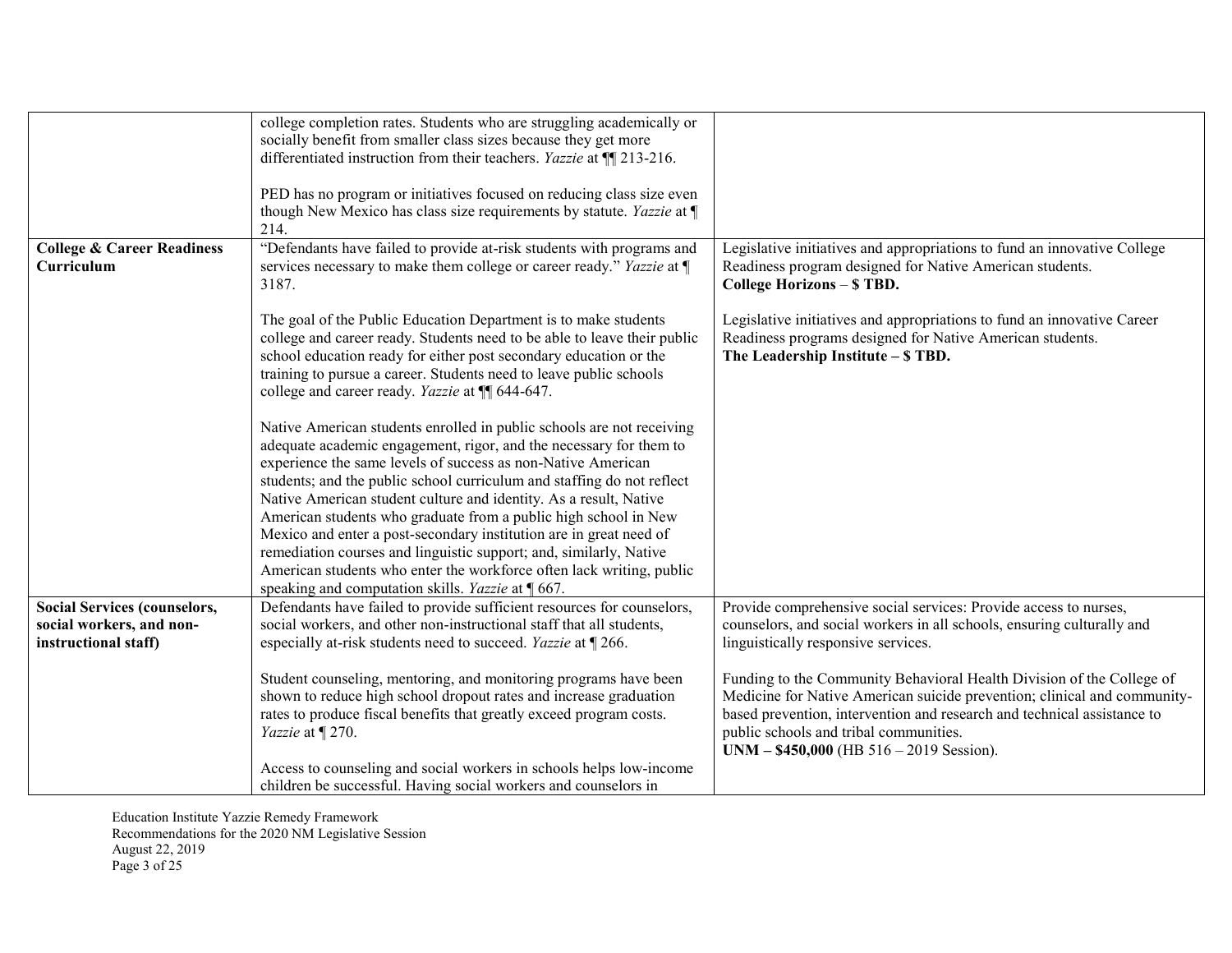| | | |
|---|---|---|
| | college completion rates. Students who are struggling academically or socially benefit from smaller class sizes because they get more differentiated instruction from their teachers. *Yazzie* at ¶¶ 213-216.<br><br>PED has no program or initiatives focused on reducing class size even though New Mexico has class size requirements by statute. *Yazzie* at ¶ 214. | |
| **College & Career Readiness Curriculum** | "Defendants have failed to provide at-risk students with programs and services necessary to make them college or career ready." *Yazzie* at ¶ 3187.<br><br>The goal of the Public Education Department is to make students college and career ready. Students need to be able to leave their public school education ready for either post secondary education or the training to pursue a career. Students need to leave public schools college and career ready. *Yazzie* at ¶¶ 644-647.<br><br>Native American students enrolled in public schools are not receiving adequate academic engagement, rigor, and the necessary for them to experience the same levels of success as non-Native American students; and the public school curriculum and staffing do not reflect Native American student culture and identity. As a result, Native American students who graduate from a public high school in New Mexico and enter a post-secondary institution are in great need of remediation courses and linguistic support; and, similarly, Native American students who enter the workforce often lack writing, public speaking and computation skills. *Yazzie* at ¶ 667. | Legislative initiatives and appropriations to fund an innovative College Readiness program designed for Native American students.<br>**College Horizons – $ TBD.**<br><br>Legislative initiatives and appropriations to fund an innovative Career Readiness programs designed for Native American students.<br>**The Leadership Institute – $ TBD.** |
| **Social Services (counselors, social workers, and non-instructional staff)** | Defendants have failed to provide sufficient resources for counselors, social workers, and other non-instructional staff that all students, especially at-risk students need to succeed. *Yazzie* at ¶ 266.<br><br>Student counseling, mentoring, and monitoring programs have been shown to reduce high school dropout rates and increase graduation rates to produce fiscal benefits that greatly exceed program costs. *Yazzie* at ¶ 270.<br><br>Access to counseling and social workers in schools helps low-income children be successful. Having social workers and counselors in | Provide comprehensive social services: Provide access to nurses, counselors, and social workers in all schools, ensuring culturally and linguistically responsive services.<br><br>Funding to the Community Behavioral Health Division of the College of Medicine for Native American suicide prevention; clinical and community-based prevention, intervention and research and technical assistance to public schools and tribal communities.<br>**UNM – $450,000** (HB 516 – 2019 Session). |

Education Institute Yazzie Remedy Framework
Recommendations for the 2020 NM Legislative Session
August 22, 2019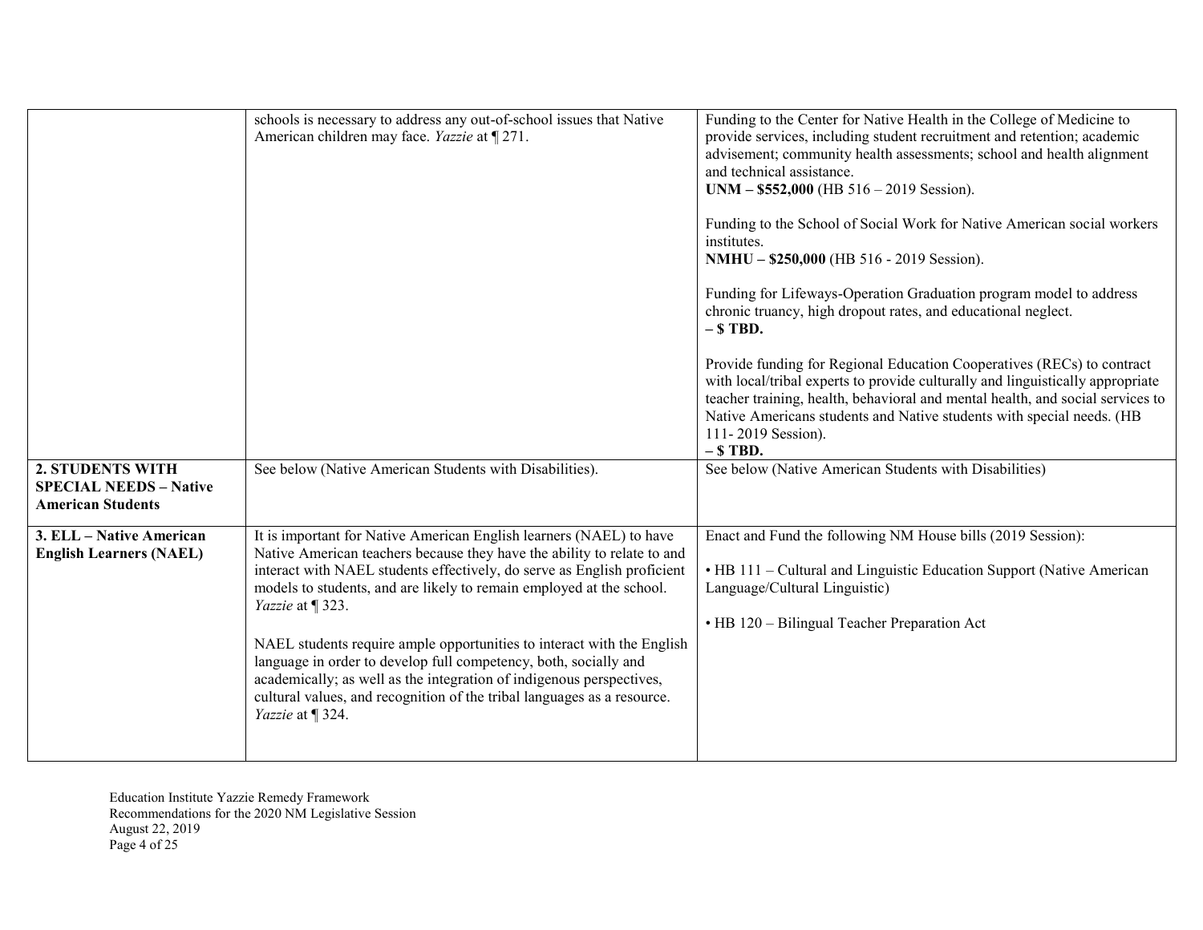| | | |
|---|---|---|
| | schools is necessary to address any out-of-school issues that Native American children may face. *Yazzie* at ¶ 271. | Funding to the Center for Native Health in the College of Medicine to provide services, including student recruitment and retention; academic advisement; community health assessments; school and health alignment and technical assistance.<br>**UNM – $552,000** (HB 516 – 2019 Session).<br><br>Funding to the School of Social Work for Native American social workers institutes.<br>**NMHU – $250,000** (HB 516 - 2019 Session).<br><br>Funding for Lifeways-Operation Graduation program model to address chronic truancy, high dropout rates, and educational neglect.<br>**– $ TBD.**<br><br>Provide funding for Regional Education Cooperatives (RECs) to contract with local/tribal experts to provide culturally and linguistically appropriate teacher training, health, behavioral and mental health, and social services to Native Americans students and Native students with special needs. (HB 111- 2019 Session).<br>**– $ TBD.** |
| **2. STUDENTS WITH SPECIAL NEEDS – Native American Students** | See below (Native American Students with Disabilities). | See below (Native American Students with Disabilities) |
| **3. ELL – Native American English Learners (NAEL)** | It is important for Native American English learners (NAEL) to have Native American teachers because they have the ability to relate to and interact with NAEL students effectively, do serve as English proficient models to students, and are likely to remain employed at the school. *Yazzie* at ¶ 323.<br><br>NAEL students require ample opportunities to interact with the English language in order to develop full competency, both, socially and academically; as well as the integration of indigenous perspectives, cultural values, and recognition of the tribal languages as a resource. *Yazzie* at ¶ 324. | Enact and Fund the following NM House bills (2019 Session):<br><br>• HB 111 – Cultural and Linguistic Education Support (Native American Language/Cultural Linguistic)<br><br>• HB 120 – Bilingual Teacher Preparation Act |

Education Institute Yazzie Remedy Framework
Recommendations for the 2020 NM Legislative Session
August 22, 2019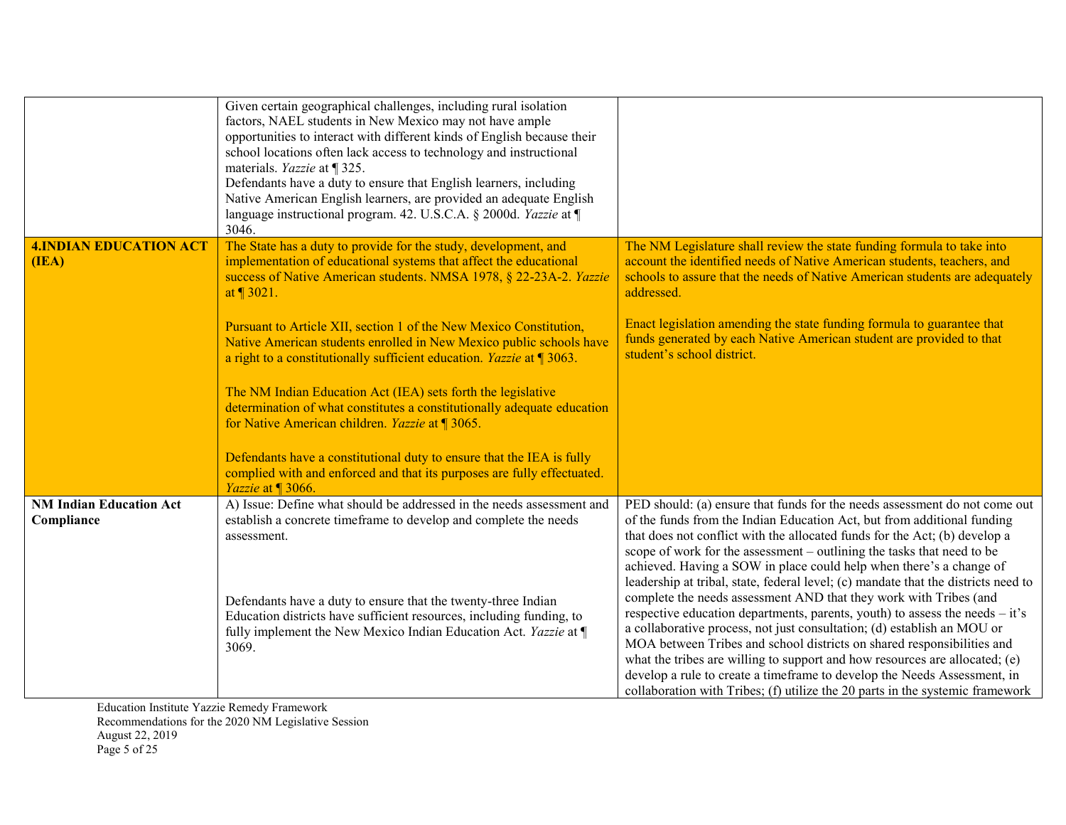| | | |
|---|---|---|
| | Given certain geographical challenges, including rural isolation factors, NAEL students in New Mexico may not have ample opportunities to interact with different kinds of English because their school locations often lack access to technology and instructional materials. *Yazzie* at ¶ 325.<br>Defendants have a duty to ensure that English learners, including Native American English learners, are provided an adequate English language instructional program. 42. U.S.C.A. § 2000d. *Yazzie* at ¶ 3046. | |
| **4.INDIAN EDUCATION ACT (IEA)** | The State has a duty to provide for the study, development, and implementation of educational systems that affect the educational success of Native American students. NMSA 1978, § 22-23A-2. *Yazzie* at ¶ 3021.<br><br>Pursuant to Article XII, section 1 of the New Mexico Constitution, Native American students enrolled in New Mexico public schools have a right to a constitutionally sufficient education. *Yazzie* at ¶ 3063.<br><br>The NM Indian Education Act (IEA) sets forth the legislative determination of what constitutes a constitutionally adequate education for Native American children. *Yazzie* at ¶ 3065.<br><br>Defendants have a constitutional duty to ensure that the IEA is fully complied with and enforced and that its purposes are fully effectuated. *Yazzie* at ¶ 3066. | The NM Legislature shall review the state funding formula to take into account the identified needs of Native American students, teachers, and schools to assure that the needs of Native American students are adequately addressed.<br><br>Enact legislation amending the state funding formula to guarantee that funds generated by each Native American student are provided to that student's school district. |
| **NM Indian Education Act Compliance** | A) Issue: Define what should be addressed in the needs assessment and establish a concrete timeframe to develop and complete the needs assessment.<br><br>Defendants have a duty to ensure that the twenty-three Indian Education districts have sufficient resources, including funding, to fully implement the New Mexico Indian Education Act. *Yazzie* at ¶ 3069. | PED should: (a) ensure that funds for the needs assessment do not come out of the funds from the Indian Education Act, but from additional funding that does not conflict with the allocated funds for the Act; (b) develop a scope of work for the assessment – outlining the tasks that need to be achieved. Having a SOW in place could help when there's a change of leadership at tribal, state, federal level; (c) mandate that the districts need to complete the needs assessment AND that they work with Tribes (and respective education departments, parents, youth) to assess the needs – it's a collaborative process, not just consultation; (d) establish an MOU or MOA between Tribes and school districts on shared responsibilities and what the tribes are willing to support and how resources are allocated; (e) develop a rule to create a timeframe to develop the Needs Assessment, in collaboration with Tribes; (f) utilize the 20 parts in the systemic framework |

Education Institute Yazzie Remedy Framework
Recommendations for the 2020 NM Legislative Session
August 22, 2019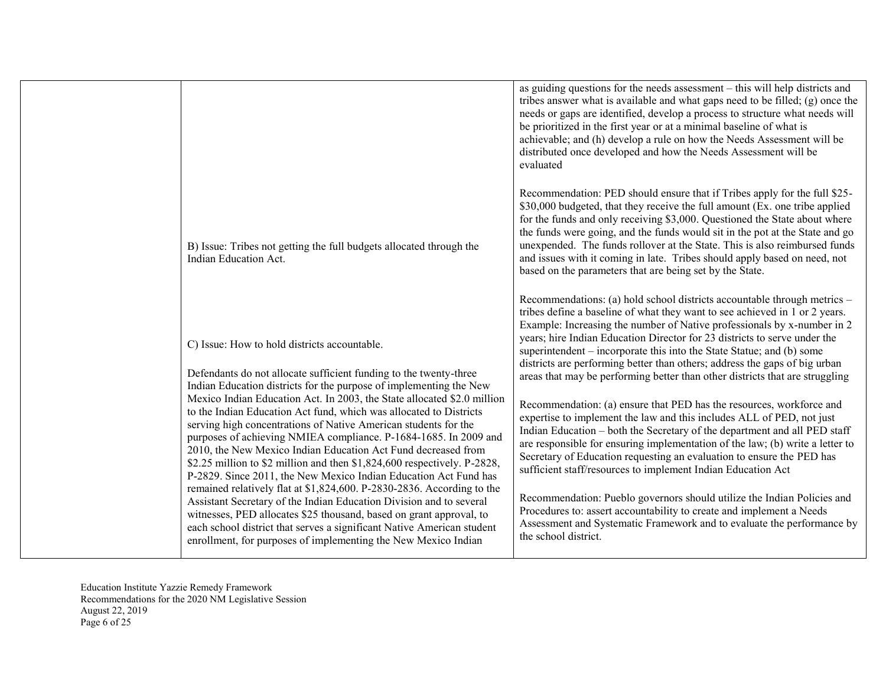| | | |
|---|---|---|
| | | as guiding questions for the needs assessment – this will help districts and tribes answer what is available and what gaps need to be filled; (g) once the needs or gaps are identified, develop a process to structure what needs will be prioritized in the first year or at a minimal baseline of what is achievable; and (h) develop a rule on how the Needs Assessment will be distributed once developed and how the Needs Assessment will be evaluated |
| | B) Issue: Tribes not getting the full budgets allocated through the Indian Education Act. | Recommendation: PED should ensure that if Tribes apply for the full $25-$30,000 budgeted, that they receive the full amount (Ex. one tribe applied for the funds and only receiving $3,000. Questioned the State about where the funds were going, and the funds would sit in the pot at the State and go unexpended. The funds rollover at the State. This is also reimbursed funds and issues with it coming in late. Tribes should apply based on need, not based on the parameters that are being set by the State. |
| | C) Issue: How to hold districts accountable.<br><br>Defendants do not allocate sufficient funding to the twenty-three Indian Education districts for the purpose of implementing the New Mexico Indian Education Act. In 2003, the State allocated $2.0 million to the Indian Education Act fund, which was allocated to Districts serving high concentrations of Native American students for the purposes of achieving NMIEA compliance. P-1684-1685. In 2009 and 2010, the New Mexico Indian Education Act Fund decreased from $2.25 million to $2 million and then $1,824,600 respectively. P-2828, P-2829. Since 2011, the New Mexico Indian Education Act Fund has remained relatively flat at $1,824,600. P-2830-2836. According to the Assistant Secretary of the Indian Education Division and to several witnesses, PED allocates $25 thousand, based on grant approval, to each school district that serves a significant Native American student enrollment, for purposes of implementing the New Mexico Indian | Recommendations: (a) hold school districts accountable through metrics – tribes define a baseline of what they want to see achieved in 1 or 2 years. Example: Increasing the number of Native professionals by x-number in 2 years; hire Indian Education Director for 23 districts to serve under the superintendent – incorporate this into the State Statue; and (b) some districts are performing better than others; address the gaps of big urban areas that may be performing better than other districts that are struggling<br><br>Recommendation: (a) ensure that PED has the resources, workforce and expertise to implement the law and this includes ALL of PED, not just Indian Education – both the Secretary of the department and all PED staff are responsible for ensuring implementation of the law; (b) write a letter to Secretary of Education requesting an evaluation to ensure the PED has sufficient staff/resources to implement Indian Education Act<br><br>Recommendation: Pueblo governors should utilize the Indian Policies and Procedures to: assert accountability to create and implement a Needs Assessment and Systematic Framework and to evaluate the performance by the school district. |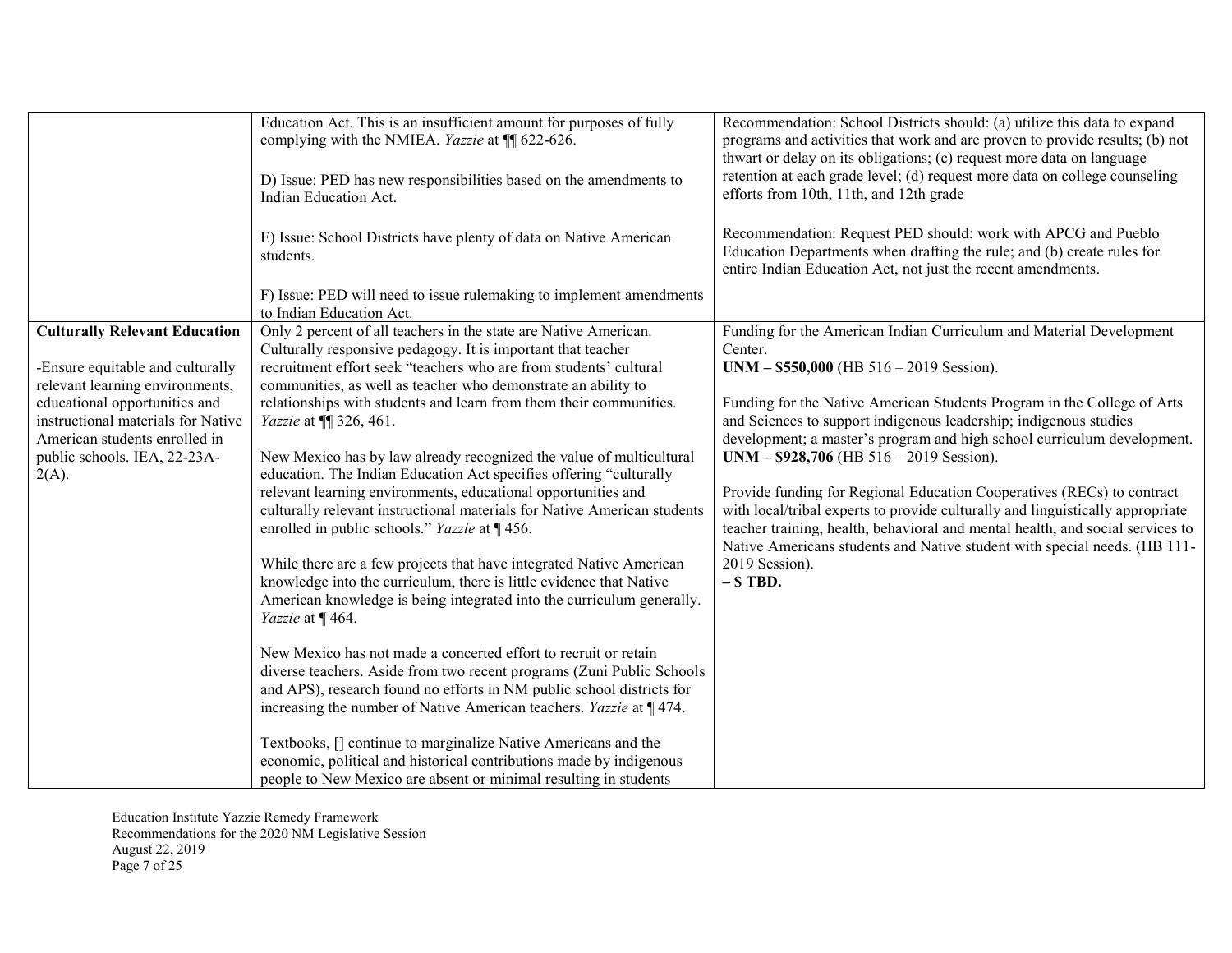| | | |
|---|---|---|
| | Education Act. This is an insufficient amount for purposes of fully complying with the NMIEA. *Yazzie* at ¶¶ 622-626.<br><br>D) Issue: PED has new responsibilities based on the amendments to Indian Education Act.<br><br>E) Issue: School Districts have plenty of data on Native American students.<br><br>F) Issue: PED will need to issue rulemaking to implement amendments to Indian Education Act. | Recommendation: School Districts should: (a) utilize this data to expand programs and activities that work and are proven to provide results; (b) not thwart or delay on its obligations; (c) request more data on language retention at each grade level; (d) request more data on college counseling efforts from 10th, 11th, and 12th grade<br><br>Recommendation: Request PED should: work with APCG and Pueblo Education Departments when drafting the rule; and (b) create rules for entire Indian Education Act, not just the recent amendments. |
| **Culturally Relevant Education**<br><br>-Ensure equitable and culturally relevant learning environments, educational opportunities and instructional materials for Native American students enrolled in public schools. IEA, 22-23A-2(A). | Only 2 percent of all teachers in the state are Native American. Culturally responsive pedagogy. It is important that teacher recruitment effort seek "teachers who are from students' cultural communities, as well as teacher who demonstrate an ability to relationships with students and learn from them their communities. *Yazzie* at ¶¶ 326, 461.<br><br>New Mexico has by law already recognized the value of multicultural education. The Indian Education Act specifies offering "culturally relevant learning environments, educational opportunities and culturally relevant instructional materials for Native American students enrolled in public schools." *Yazzie* at ¶ 456.<br><br>While there are a few projects that have integrated Native American knowledge into the curriculum, there is little evidence that Native American knowledge is being integrated into the curriculum generally. *Yazzie* at ¶ 464.<br><br>New Mexico has not made a concerted effort to recruit or retain diverse teachers. Aside from two recent programs (Zuni Public Schools and APS), research found no efforts in NM public school districts for increasing the number of Native American teachers. *Yazzie* at ¶ 474.<br><br>Textbooks, [] continue to marginalize Native Americans and the economic, political and historical contributions made by indigenous people to New Mexico are absent or minimal resulting in students | Funding for the American Indian Curriculum and Material Development Center.<br>**UNM – $550,000** (HB 516 – 2019 Session).<br><br>Funding for the Native American Students Program in the College of Arts and Sciences to support indigenous leadership; indigenous studies development; a master's program and high school curriculum development.<br>**UNM – $928,706** (HB 516 – 2019 Session).<br><br>Provide funding for Regional Education Cooperatives (RECs) to contract with local/tribal experts to provide culturally and linguistically appropriate teacher training, health, behavioral and mental health, and social services to Native Americans students and Native student with special needs. (HB 111-2019 Session).<br>**– $ TBD.** |

Education Institute Yazzie Remedy Framework
Recommendations for the 2020 NM Legislative Session
August 22, 2019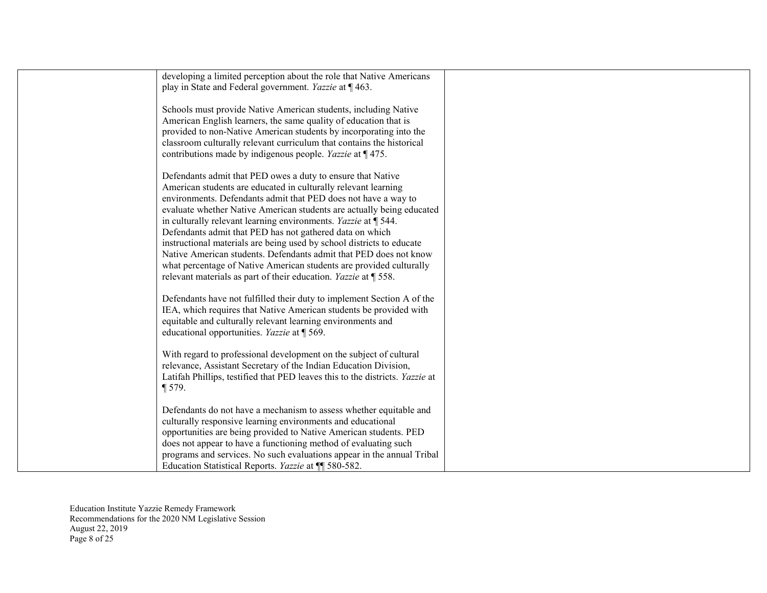| | | |
|---|---|---|
| | developing a limited perception about the role that Native Americans play in State and Federal government. *Yazzie* at ¶ 463.<br><br>Schools must provide Native American students, including Native American English learners, the same quality of education that is provided to non-Native American students by incorporating into the classroom culturally relevant curriculum that contains the historical contributions made by indigenous people. *Yazzie* at ¶ 475.<br><br>Defendants admit that PED owes a duty to ensure that Native American students are educated in culturally relevant learning environments. Defendants admit that PED does not have a way to evaluate whether Native American students are actually being educated in culturally relevant learning environments. *Yazzie* at ¶ 544. Defendants admit that PED has not gathered data on which instructional materials are being used by school districts to educate Native American students. Defendants admit that PED does not know what percentage of Native American students are provided culturally relevant materials as part of their education. *Yazzie* at ¶ 558.<br><br>Defendants have not fulfilled their duty to implement Section A of the IEA, which requires that Native American students be provided with equitable and culturally relevant learning environments and educational opportunities. *Yazzie* at ¶ 569.<br><br>With regard to professional development on the subject of cultural relevance, Assistant Secretary of the Indian Education Division, Latifah Phillips, testified that PED leaves this to the districts. *Yazzie* at ¶ 579.<br><br>Defendants do not have a mechanism to assess whether equitable and culturally responsive learning environments and educational opportunities are being provided to Native American students. PED does not appear to have a functioning method of evaluating such programs and services. No such evaluations appear in the annual Tribal Education Statistical Reports. *Yazzie* at ¶¶ 580-582. | |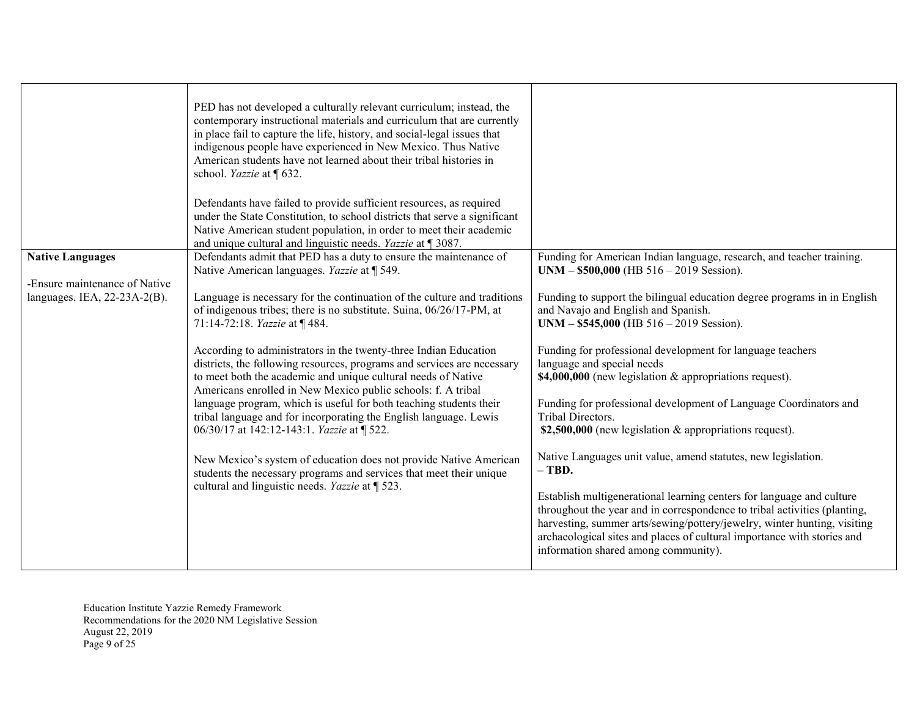| | | |
|---|---|---|
| | PED has not developed a culturally relevant curriculum; instead, the contemporary instructional materials and curriculum that are currently in place fail to capture the life, history, and social-legal issues that indigenous people have experienced in New Mexico. Thus Native American students have not learned about their tribal histories in school. *Yazzie* at ¶ 632.<br><br>Defendants have failed to provide sufficient resources, as required under the State Constitution, to school districts that serve a significant Native American student population, in order to meet their academic and unique cultural and linguistic needs. *Yazzie* at ¶ 3087. | |
| **Native Languages**<br><br>-Ensure maintenance of Native languages. IEA, 22-23A-2(B). | Defendants admit that PED has a duty to ensure the maintenance of Native American languages. *Yazzie* at ¶ 549.<br><br>Language is necessary for the continuation of the culture and traditions of indigenous tribes; there is no substitute. Suina, 06/26/17-PM, at 71:14-72:18. *Yazzie* at ¶ 484.<br><br>According to administrators in the twenty-three Indian Education districts, the following resources, programs and services are necessary to meet both the academic and unique cultural needs of Native Americans enrolled in New Mexico public schools: f. A tribal language program, which is useful for both teaching students their tribal language and for incorporating the English language. Lewis 06/30/17 at 142:12-143:1. *Yazzie* at ¶ 522.<br><br>New Mexico's system of education does not provide Native American students the necessary programs and services that meet their unique cultural and linguistic needs. *Yazzie* at ¶ 523. | Funding for American Indian language, research, and teacher training. **UNM – $500,000** (HB 516 – 2019 Session).<br><br>Funding to support the bilingual education degree programs in in English and Navajo and English and Spanish. **UNM – $545,000** (HB 516 – 2019 Session).<br><br>Funding for professional development for language teachers language and special needs **$4,000,000** (new legislation & appropriations request).<br><br>Funding for professional development of Language Coordinators and Tribal Directors. **$2,500,000** (new legislation & appropriations request).<br><br>Native Languages unit value, amend statutes, new legislation. **– TBD.**<br><br>Establish multigenerational learning centers for language and culture throughout the year and in correspondence to tribal activities (planting, harvesting, summer arts/sewing/pottery/jewelry, winter hunting, visiting archaeological sites and places of cultural importance with stories and information shared among community). |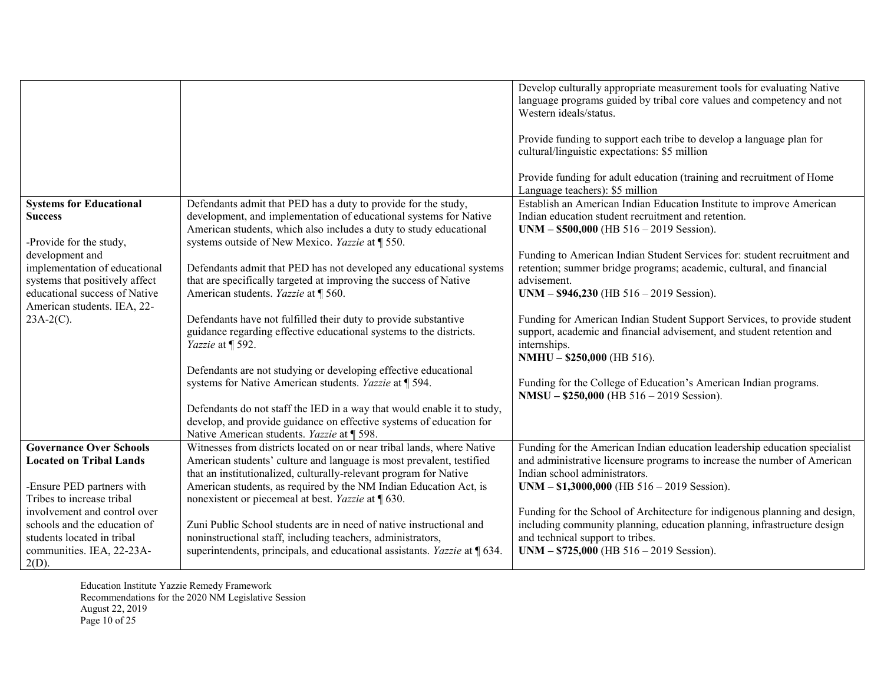| | | |
|---|---|---|
| | | Develop culturally appropriate measurement tools for evaluating Native language programs guided by tribal core values and competency and not Western ideals/status.<br><br>Provide funding to support each tribe to develop a language plan for cultural/linguistic expectations: $5 million<br><br>Provide funding for adult education (training and recruitment of Home Language teachers): $5 million |
| **Systems for Educational Success**<br><br>-Provide for the study, development and implementation of educational systems that positively affect educational success of Native American students. IEA, 22-23A-2(C). | Defendants admit that PED has a duty to provide for the study, development, and implementation of educational systems for Native American students, which also includes a duty to study educational systems outside of New Mexico. *Yazzie* at ¶ 550.<br><br>Defendants admit that PED has not developed any educational systems that are specifically targeted at improving the success of Native American students. *Yazzie* at ¶ 560.<br><br>Defendants have not fulfilled their duty to provide substantive guidance regarding effective educational systems to the districts. *Yazzie* at ¶ 592.<br><br>Defendants are not studying or developing effective educational systems for Native American students. *Yazzie* at ¶ 594.<br><br>Defendants do not staff the IED in a way that would enable it to study, develop, and provide guidance on effective systems of education for Native American students. *Yazzie* at ¶ 598. | Establish an American Indian Education Institute to improve American Indian education student recruitment and retention.<br>**UNM – $500,000** (HB 516 – 2019 Session).<br><br>Funding to American Indian Student Services for: student recruitment and retention; summer bridge programs; academic, cultural, and financial advisement.<br>**UNM – $946,230** (HB 516 – 2019 Session).<br><br>Funding for American Indian Student Support Services, to provide student support, academic and financial advisement, and student retention and internships.<br>**NMHU – $250,000** (HB 516).<br><br>Funding for the College of Education's American Indian programs.<br>**NMSU – $250,000** (HB 516 – 2019 Session). |
| **Governance Over Schools Located on Tribal Lands**<br><br>-Ensure PED partners with Tribes to increase tribal involvement and control over schools and the education of students located in tribal communities. IEA, 22-23A-2(D). | Witnesses from districts located on or near tribal lands, where Native American students' culture and language is most prevalent, testified that an institutionalized, culturally-relevant program for Native American students, as required by the NM Indian Education Act, is nonexistent or piecemeal at best. *Yazzie* at ¶ 630.<br><br>Zuni Public School students are in need of native instructional and noninstructional staff, including teachers, administrators, superintendents, principals, and educational assistants. *Yazzie* at ¶ 634. | Funding for the American Indian education leadership education specialist and administrative licensure programs to increase the number of American Indian school administrators.<br>**UNM – $1,3000,000** (HB 516 – 2019 Session).<br><br>Funding for the School of Architecture for indigenous planning and design, including community planning, education planning, infrastructure design and technical support to tribes.<br>**UNM – $725,000** (HB 516 – 2019 Session). |

Education Institute Yazzie Remedy Framework
Recommendations for the 2020 NM Legislative Session
August 22, 2019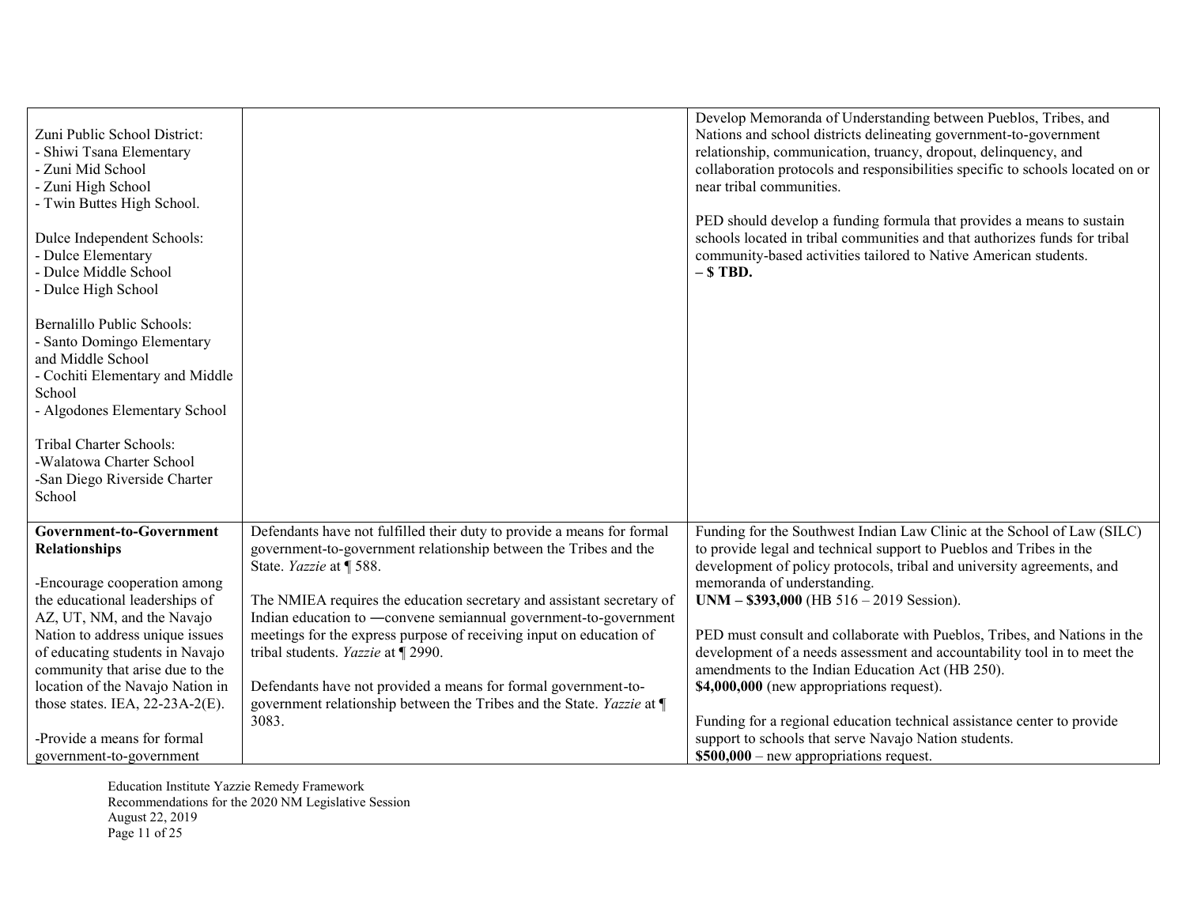| | | |
|---|---|---|
| Zuni Public School District:<br>- Shiwi Tsana Elementary<br>- Zuni Mid School<br>- Zuni High School<br>- Twin Buttes High School.<br><br>Dulce Independent Schools:<br>- Dulce Elementary<br>- Dulce Middle School<br>- Dulce High School<br><br>Bernalillo Public Schools:<br>- Santo Domingo Elementary and Middle School<br>- Cochiti Elementary and Middle School<br>- Algodones Elementary School<br><br>Tribal Charter Schools:<br>-Walatowa Charter School<br>-San Diego Riverside Charter School | | Develop Memoranda of Understanding between Pueblos, Tribes, and Nations and school districts delineating government-to-government relationship, communication, truancy, dropout, delinquency, and collaboration protocols and responsibilities specific to schools located on or near tribal communities.<br><br>PED should develop a funding formula that provides a means to sustain schools located in tribal communities and that authorizes funds for tribal community-based activities tailored to Native American students.<br>**– $ TBD.** |
| **Government-to-Government Relationships**<br><br>-Encourage cooperation among the educational leaderships of AZ, UT, NM, and the Navajo Nation to address unique issues of educating students in Navajo community that arise due to the location of the Navajo Nation in those states. IEA, 22-23A-2(E).<br><br>-Provide a means for formal government-to-government | Defendants have not fulfilled their duty to provide a means for formal government-to-government relationship between the Tribes and the State. *Yazzie* at ¶ 588.<br><br>The NMIEA requires the education secretary and assistant secretary of Indian education to ―convene semiannual government-to-government meetings for the express purpose of receiving input on education of tribal students. *Yazzie* at ¶ 2990.<br><br>Defendants have not provided a means for formal government-to-government relationship between the Tribes and the State. *Yazzie* at ¶ 3083. | Funding for the Southwest Indian Law Clinic at the School of Law (SILC) to provide legal and technical support to Pueblos and Tribes in the development of policy protocols, tribal and university agreements, and memoranda of understanding.<br>**UNM – $393,000** (HB 516 – 2019 Session).<br><br>PED must consult and collaborate with Pueblos, Tribes, and Nations in the development of a needs assessment and accountability tool in to meet the amendments to the Indian Education Act (HB 250).<br>**$4,000,000** (new appropriations request).<br><br>Funding for a regional education technical assistance center to provide support to schools that serve Navajo Nation students.<br>**$500,000** – new appropriations request. |

Education Institute Yazzie Remedy Framework
Recommendations for the 2020 NM Legislative Session
August 22, 2019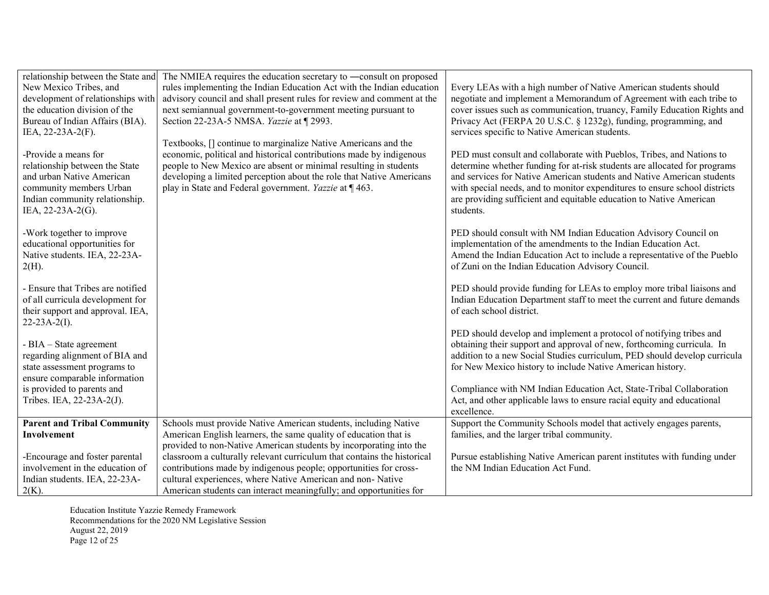| | | |
|---|---|---|
| relationship between the State and New Mexico Tribes, and development of relationships with the education division of the Bureau of Indian Affairs (BIA). IEA, 22-23A-2(F).<br><br>-Provide a means for relationship between the State and urban Native American community members Urban Indian community relationship. IEA, 22-23A-2(G).<br><br>-Work together to improve educational opportunities for Native students. IEA, 22-23A-2(H).<br><br>- Ensure that Tribes are notified of all curricula development for their support and approval. IEA, 22-23A-2(I).<br><br>- BIA – State agreement regarding alignment of BIA and state assessment programs to ensure comparable information is provided to parents and Tribes. IEA, 22-23A-2(J). | The NMIEA requires the education secretary to ―consult on proposed rules implementing the Indian Education Act with the Indian education advisory council and shall present rules for review and comment at the next semiannual government-to-government meeting pursuant to Section 22-23A-5 NMSA. *Yazzie* at ¶ 2993.<br><br>Textbooks, [] continue to marginalize Native Americans and the economic, political and historical contributions made by indigenous people to New Mexico are absent or minimal resulting in students developing a limited perception about the role that Native Americans play in State and Federal government. *Yazzie* at ¶ 463. | Every LEAs with a high number of Native American students should negotiate and implement a Memorandum of Agreement with each tribe to cover issues such as communication, truancy, Family Education Rights and Privacy Act (FERPA 20 U.S.C. § 1232g), funding, programming, and services specific to Native American students.<br><br>PED must consult and collaborate with Pueblos, Tribes, and Nations to determine whether funding for at-risk students are allocated for programs and services for Native American students and Native American students with special needs, and to monitor expenditures to ensure school districts are providing sufficient and equitable education to Native American students.<br><br>PED should consult with NM Indian Education Advisory Council on implementation of the amendments to the Indian Education Act.<br>Amend the Indian Education Act to include a representative of the Pueblo of Zuni on the Indian Education Advisory Council.<br><br>PED should provide funding for LEAs to employ more tribal liaisons and Indian Education Department staff to meet the current and future demands of each school district.<br><br>PED should develop and implement a protocol of notifying tribes and obtaining their support and approval of new, forthcoming curricula. In addition to a new Social Studies curriculum, PED should develop curricula for New Mexico history to include Native American history.<br><br>Compliance with NM Indian Education Act, State-Tribal Collaboration Act, and other applicable laws to ensure racial equity and educational excellence. |
| **Parent and Tribal Community Involvement**<br><br>-Encourage and foster parental involvement in the education of Indian students. IEA, 22-23A-2(K). | Schools must provide Native American students, including Native American English learners, the same quality of education that is provided to non-Native American students by incorporating into the classroom a culturally relevant curriculum that contains the historical contributions made by indigenous people; opportunities for cross-cultural experiences, where Native American and non- Native American students can interact meaningfully; and opportunities for | Support the Community Schools model that actively engages parents, families, and the larger tribal community.<br><br>Pursue establishing Native American parent institutes with funding under the NM Indian Education Act Fund. |

Education Institute Yazzie Remedy Framework
Recommendations for the 2020 NM Legislative Session
August 22, 2019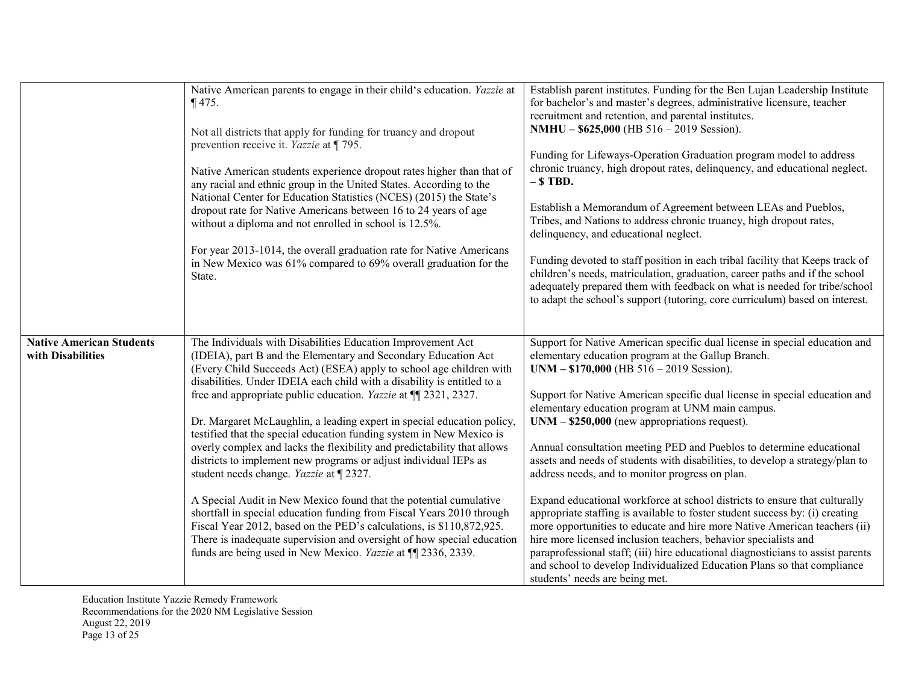| | | |
|---|---|---|
| | Native American parents to engage in their child's education. *Yazzie* at ¶ 475.<br><br>Not all districts that apply for funding for truancy and dropout prevention receive it. *Yazzie* at ¶ 795.<br><br>Native American students experience dropout rates higher than that of any racial and ethnic group in the United States. According to the National Center for Education Statistics (NCES) (2015) the State's dropout rate for Native Americans between 16 to 24 years of age without a diploma and not enrolled in school is 12.5%.<br><br>For year 2013-1014, the overall graduation rate for Native Americans in New Mexico was 61% compared to 69% overall graduation for the State. | Establish parent institutes. Funding for the Ben Lujan Leadership Institute for bachelor's and master's degrees, administrative licensure, teacher recruitment and retention, and parental institutes.<br>**NMHU – $625,000** (HB 516 – 2019 Session).<br><br>Funding for Lifeways-Operation Graduation program model to address chronic truancy, high dropout rates, delinquency, and educational neglect. **– $ TBD.**<br><br>Establish a Memorandum of Agreement between LEAs and Pueblos, Tribes, and Nations to address chronic truancy, high dropout rates, delinquency, and educational neglect.<br><br>Funding devoted to staff position in each tribal facility that Keeps track of children's needs, matriculation, graduation, career paths and if the school adequately prepared them with feedback on what is needed for tribe/school to adapt the school's support (tutoring, core curriculum) based on interest. |
| **Native American Students with Disabilities** | The Individuals with Disabilities Education Improvement Act (IDEIA), part B and the Elementary and Secondary Education Act (Every Child Succeeds Act) (ESEA) apply to school age children with disabilities. Under IDEIA each child with a disability is entitled to a free and appropriate public education. *Yazzie* at ¶¶ 2321, 2327.<br><br>Dr. Margaret McLaughlin, a leading expert in special education policy, testified that the special education funding system in New Mexico is overly complex and lacks the flexibility and predictability that allows districts to implement new programs or adjust individual IEPs as student needs change. *Yazzie* at ¶ 2327.<br><br>A Special Audit in New Mexico found that the potential cumulative shortfall in special education funding from Fiscal Years 2010 through Fiscal Year 2012, based on the PED's calculations, is $110,872,925. There is inadequate supervision and oversight of how special education funds are being used in New Mexico. *Yazzie* at ¶¶ 2336, 2339. | Support for Native American specific dual license in special education and elementary education program at the Gallup Branch.<br>**UNM – $170,000** (HB 516 – 2019 Session).<br><br>Support for Native American specific dual license in special education and elementary education program at UNM main campus.<br>**UNM – $250,000** (new appropriations request).<br><br>Annual consultation meeting PED and Pueblos to determine educational assets and needs of students with disabilities, to develop a strategy/plan to address needs, and to monitor progress on plan.<br><br>Expand educational workforce at school districts to ensure that culturally appropriate staffing is available to foster student success by: (i) creating more opportunities to educate and hire more Native American teachers (ii) hire more licensed inclusion teachers, behavior specialists and paraprofessional staff; (iii) hire educational diagnosticians to assist parents and school to develop Individualized Education Plans so that compliance students' needs are being met. |

Education Institute Yazzie Remedy Framework
Recommendations for the 2020 NM Legislative Session
August 22, 2019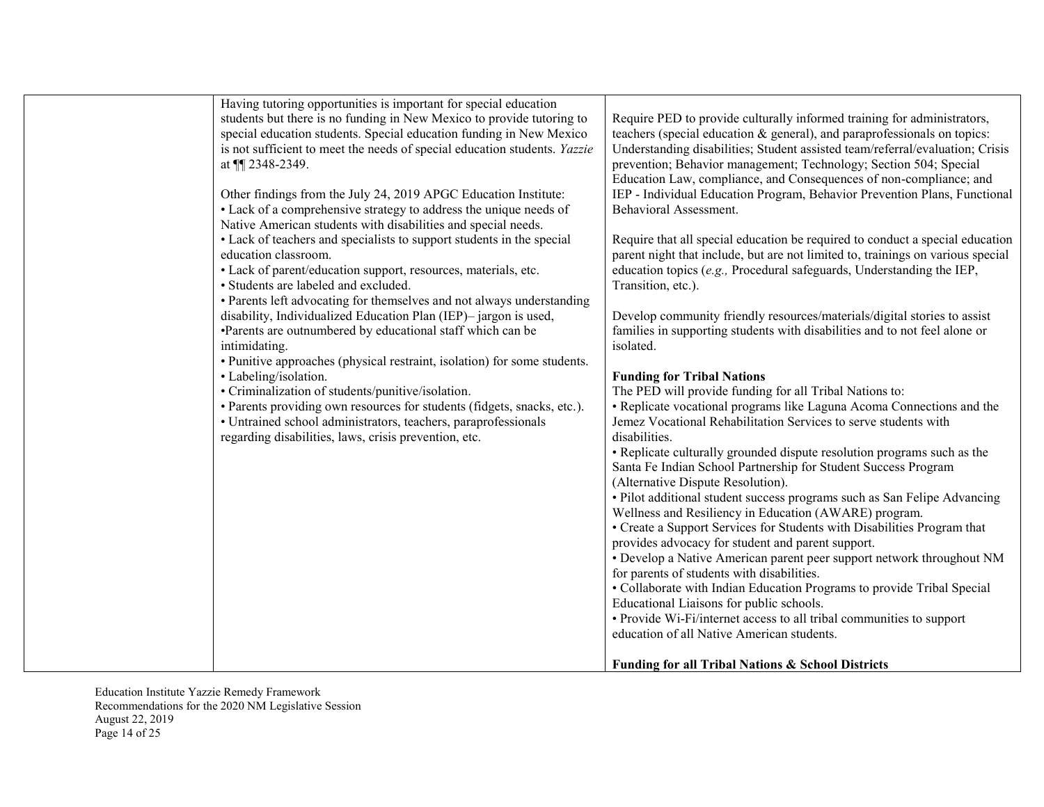| | | |
|---|---|---|
| | Having tutoring opportunities is important for special education students but there is no funding in New Mexico to provide tutoring to special education students. Special education funding in New Mexico is not sufficient to meet the needs of special education students. *Yazzie* at ¶¶ 2348-2349.<br><br>Other findings from the July 24, 2019 APGC Education Institute:<br>• Lack of a comprehensive strategy to address the unique needs of Native American students with disabilities and special needs.<br>• Lack of teachers and specialists to support students in the special education classroom.<br>• Lack of parent/education support, resources, materials, etc.<br>• Students are labeled and excluded.<br>• Parents left advocating for themselves and not always understanding disability, Individualized Education Plan (IEP)– jargon is used,<br>•Parents are outnumbered by educational staff which can be intimidating.<br>• Punitive approaches (physical restraint, isolation) for some students.<br>• Labeling/isolation.<br>• Criminalization of students/punitive/isolation.<br>• Parents providing own resources for students (fidgets, snacks, etc.).<br>• Untrained school administrators, teachers, paraprofessionals regarding disabilities, laws, crisis prevention, etc. | Require PED to provide culturally informed training for administrators, teachers (special education & general), and paraprofessionals on topics: Understanding disabilities; Student assisted team/referral/evaluation; Crisis prevention; Behavior management; Technology; Section 504; Special Education Law, compliance, and Consequences of non-compliance; and IEP - Individual Education Program, Behavior Prevention Plans, Functional Behavioral Assessment.<br><br>Require that all special education be required to conduct a special education parent night that include, but are not limited to, trainings on various special education topics (*e.g.,* Procedural safeguards, Understanding the IEP, Transition, etc.).<br><br>Develop community friendly resources/materials/digital stories to assist families in supporting students with disabilities and to not feel alone or isolated.<br><br>**Funding for Tribal Nations**<br>The PED will provide funding for all Tribal Nations to:<br>• Replicate vocational programs like Laguna Acoma Connections and the Jemez Vocational Rehabilitation Services to serve students with disabilities.<br>• Replicate culturally grounded dispute resolution programs such as the Santa Fe Indian School Partnership for Student Success Program (Alternative Dispute Resolution).<br>• Pilot additional student success programs such as San Felipe Advancing Wellness and Resiliency in Education (AWARE) program.<br>• Create a Support Services for Students with Disabilities Program that provides advocacy for student and parent support.<br>• Develop a Native American parent peer support network throughout NM for parents of students with disabilities.<br>• Collaborate with Indian Education Programs to provide Tribal Special Educational Liaisons for public schools.<br>• Provide Wi-Fi/internet access to all tribal communities to support education of all Native American students.<br><br>**Funding for all Tribal Nations & School Districts** |

Education Institute Yazzie Remedy Framework
Recommendations for the 2020 NM Legislative Session
August 22, 2019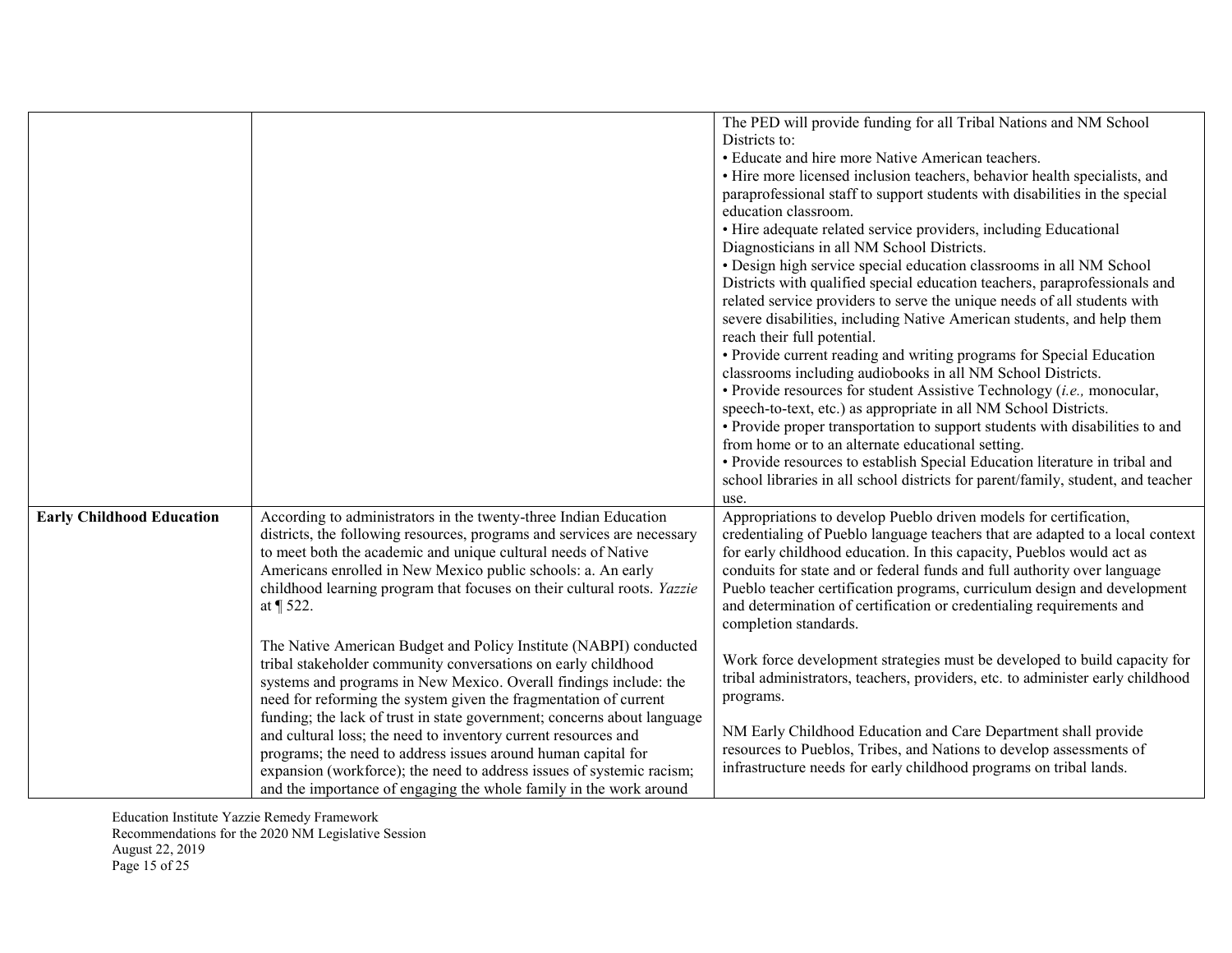| | | |
|---|---|---|
| | | The PED will provide funding for all Tribal Nations and NM School Districts to:<br>• Educate and hire more Native American teachers.<br>• Hire more licensed inclusion teachers, behavior health specialists, and paraprofessional staff to support students with disabilities in the special education classroom.<br>• Hire adequate related service providers, including Educational Diagnosticians in all NM School Districts.<br>• Design high service special education classrooms in all NM School Districts with qualified special education teachers, paraprofessionals and related service providers to serve the unique needs of all students with severe disabilities, including Native American students, and help them reach their full potential.<br>• Provide current reading and writing programs for Special Education classrooms including audiobooks in all NM School Districts.<br>• Provide resources for student Assistive Technology (*i.e.,* monocular, speech-to-text, etc.) as appropriate in all NM School Districts.<br>• Provide proper transportation to support students with disabilities to and from home or to an alternate educational setting.<br>• Provide resources to establish Special Education literature in tribal and school libraries in all school districts for parent/family, student, and teacher use. |
| **Early Childhood Education** | According to administrators in the twenty-three Indian Education districts, the following resources, programs and services are necessary to meet both the academic and unique cultural needs of Native Americans enrolled in New Mexico public schools: a. An early childhood learning program that focuses on their cultural roots. *Yazzie* at ¶ 522.<br><br>The Native American Budget and Policy Institute (NABPI) conducted tribal stakeholder community conversations on early childhood systems and programs in New Mexico. Overall findings include: the need for reforming the system given the fragmentation of current funding; the lack of trust in state government; concerns about language and cultural loss; the need to inventory current resources and programs; the need to address issues around human capital for expansion (workforce); the need to address issues of systemic racism; and the importance of engaging the whole family in the work around | Appropriations to develop Pueblo driven models for certification, credentialing of Pueblo language teachers that are adapted to a local context for early childhood education. In this capacity, Pueblos would act as conduits for state and or federal funds and full authority over language Pueblo teacher certification programs, curriculum design and development and determination of certification or credentialing requirements and completion standards.<br><br>Work force development strategies must be developed to build capacity for tribal administrators, teachers, providers, etc. to administer early childhood programs.<br><br>NM Early Childhood Education and Care Department shall provide resources to Pueblos, Tribes, and Nations to develop assessments of infrastructure needs for early childhood programs on tribal lands. |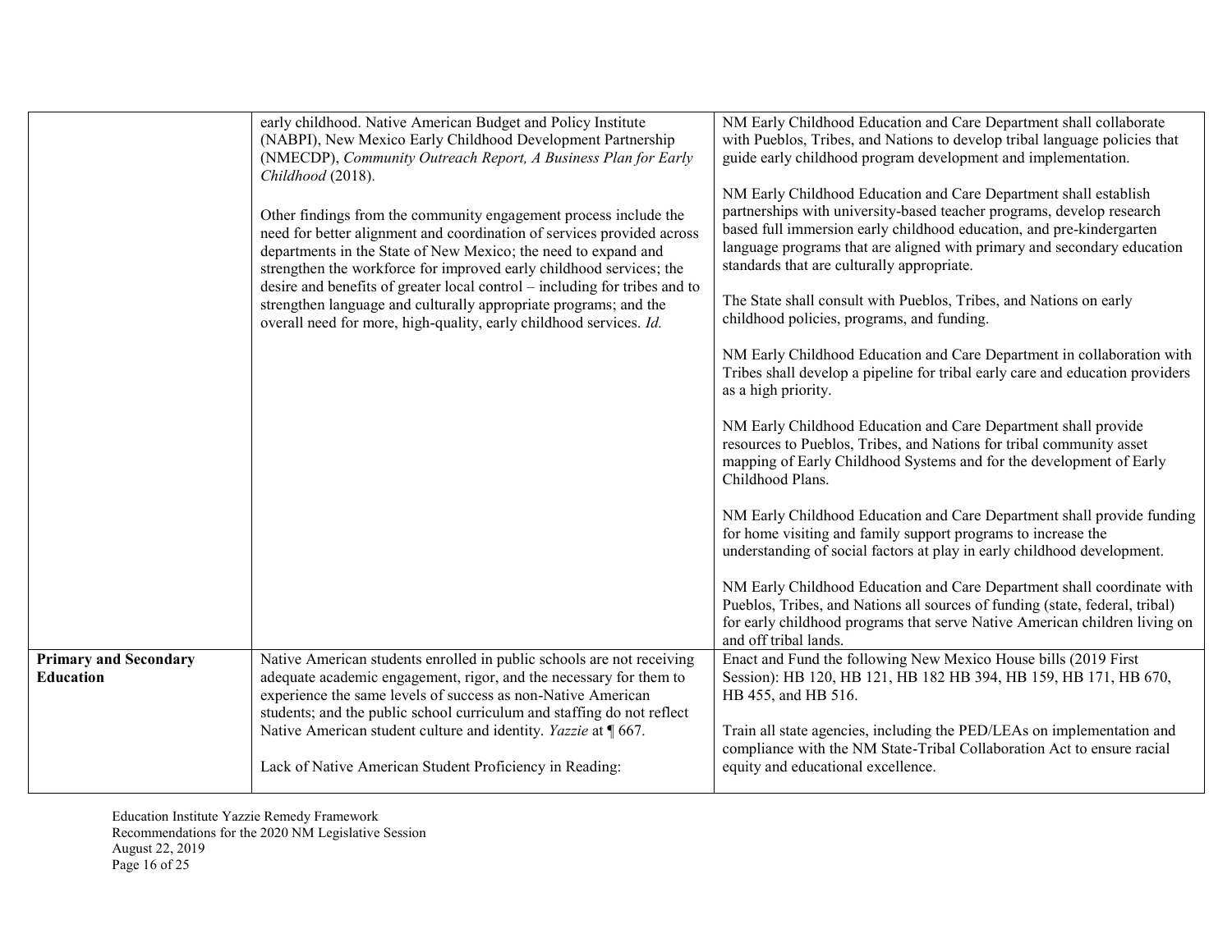| | | |
|---|---|---|
| | early childhood. Native American Budget and Policy Institute (NABPI), New Mexico Early Childhood Development Partnership (NMECDP), *Community Outreach Report, A Business Plan for Early Childhood* (2018).<br><br>Other findings from the community engagement process include the need for better alignment and coordination of services provided across departments in the State of New Mexico; the need to expand and strengthen the workforce for improved early childhood services; the desire and benefits of greater local control – including for tribes and to strengthen language and culturally appropriate programs; and the overall need for more, high-quality, early childhood services. *Id.* | NM Early Childhood Education and Care Department shall collaborate with Pueblos, Tribes, and Nations to develop tribal language policies that guide early childhood program development and implementation.<br><br>NM Early Childhood Education and Care Department shall establish partnerships with university-based teacher programs, develop research based full immersion early childhood education, and pre-kindergarten language programs that are aligned with primary and secondary education standards that are culturally appropriate.<br><br>The State shall consult with Pueblos, Tribes, and Nations on early childhood policies, programs, and funding.<br><br>NM Early Childhood Education and Care Department in collaboration with Tribes shall develop a pipeline for tribal early care and education providers as a high priority.<br><br>NM Early Childhood Education and Care Department shall provide resources to Pueblos, Tribes, and Nations for tribal community asset mapping of Early Childhood Systems and for the development of Early Childhood Plans.<br><br>NM Early Childhood Education and Care Department shall provide funding for home visiting and family support programs to increase the understanding of social factors at play in early childhood development.<br><br>NM Early Childhood Education and Care Department shall coordinate with Pueblos, Tribes, and Nations all sources of funding (state, federal, tribal) for early childhood programs that serve Native American children living on and off tribal lands. |
| **Primary and Secondary Education** | Native American students enrolled in public schools are not receiving adequate academic engagement, rigor, and the necessary for them to experience the same levels of success as non-Native American students; and the public school curriculum and staffing do not reflect Native American student culture and identity. *Yazzie* at ¶ 667.<br><br>Lack of Native American Student Proficiency in Reading: | Enact and Fund the following New Mexico House bills (2019 First Session): HB 120, HB 121, HB 182 HB 394, HB 159, HB 171, HB 670, HB 455, and HB 516.<br><br>Train all state agencies, including the PED/LEAs on implementation and compliance with the NM State-Tribal Collaboration Act to ensure racial equity and educational excellence. |

Education Institute Yazzie Remedy Framework
Recommendations for the 2020 NM Legislative Session
August 22, 2019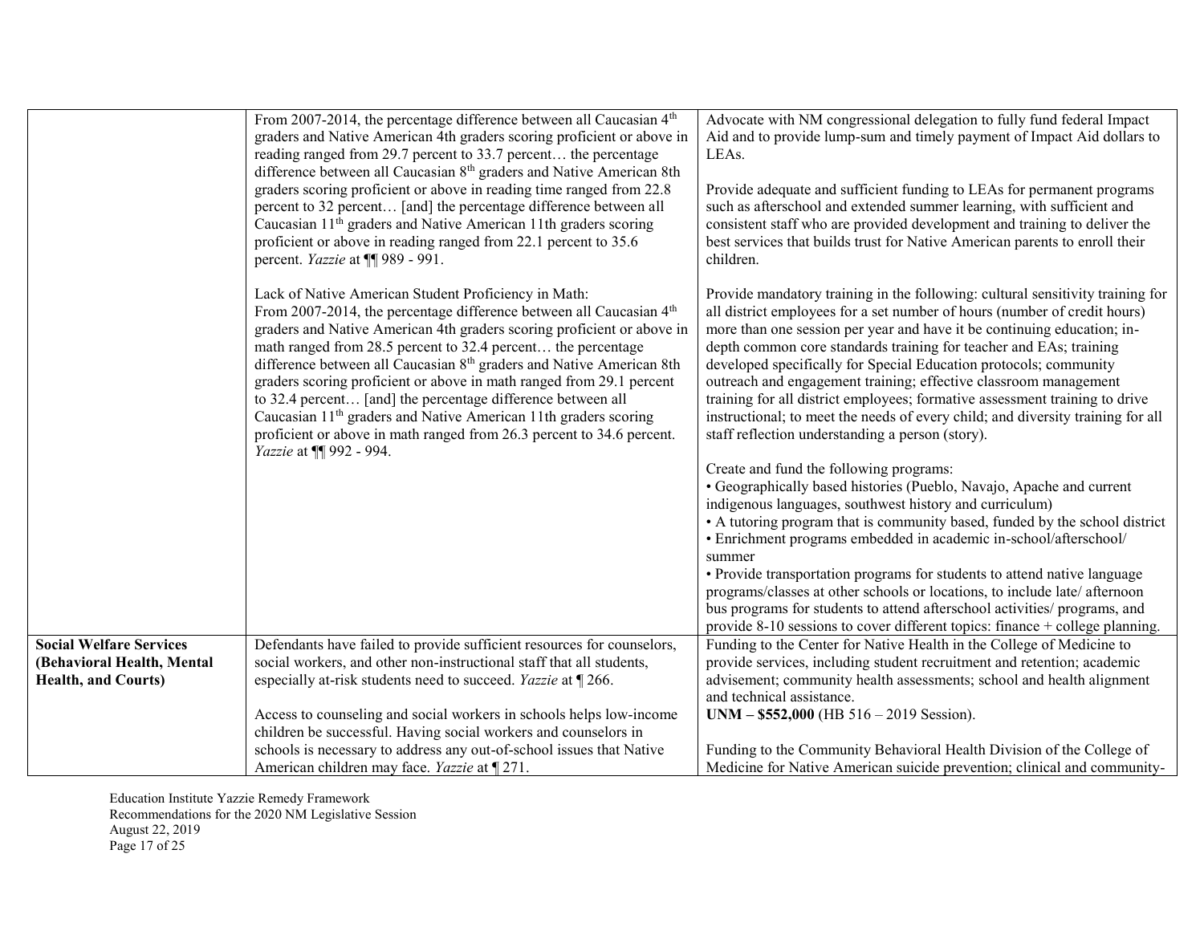| | | |
|---|---|---|
| | From 2007-2014, the percentage difference between all Caucasian 4th graders and Native American 4th graders scoring proficient or above in reading ranged from 29.7 percent to 33.7 percent… the percentage difference between all Caucasian 8th graders and Native American 8th graders scoring proficient or above in reading time ranged from 22.8 percent to 32 percent… [and] the percentage difference between all Caucasian 11th graders and Native American 11th graders scoring proficient or above in reading ranged from 22.1 percent to 35.6 percent. *Yazzie* at ¶¶ 989 - 991.<br><br>Lack of Native American Student Proficiency in Math:<br>From 2007-2014, the percentage difference between all Caucasian 4th graders and Native American 4th graders scoring proficient or above in math ranged from 28.5 percent to 32.4 percent… the percentage difference between all Caucasian 8th graders and Native American 8th graders scoring proficient or above in math ranged from 29.1 percent to 32.4 percent… [and] the percentage difference between all Caucasian 11th graders and Native American 11th graders scoring proficient or above in math ranged from 26.3 percent to 34.6 percent. *Yazzie* at ¶¶ 992 - 994. | Advocate with NM congressional delegation to fully fund federal Impact Aid and to provide lump-sum and timely payment of Impact Aid dollars to LEAs.<br><br>Provide adequate and sufficient funding to LEAs for permanent programs such as afterschool and extended summer learning, with sufficient and consistent staff who are provided development and training to deliver the best services that builds trust for Native American parents to enroll their children.<br><br>Provide mandatory training in the following: cultural sensitivity training for all district employees for a set number of hours (number of credit hours) more than one session per year and have it be continuing education; in-depth common core standards training for teacher and EAs; training developed specifically for Special Education protocols; community outreach and engagement training; effective classroom management training for all district employees; formative assessment training to drive instructional; to meet the needs of every child; and diversity training for all staff reflection understanding a person (story).<br><br>Create and fund the following programs:<br>• Geographically based histories (Pueblo, Navajo, Apache and current indigenous languages, southwest history and curriculum)<br>• A tutoring program that is community based, funded by the school district<br>• Enrichment programs embedded in academic in-school/afterschool/ summer<br>• Provide transportation programs for students to attend native language programs/classes at other schools or locations, to include late/ afternoon bus programs for students to attend afterschool activities/ programs, and provide 8-10 sessions to cover different topics: finance + college planning. |
| **Social Welfare Services (Behavioral Health, Mental Health, and Courts)** | Defendants have failed to provide sufficient resources for counselors, social workers, and other non-instructional staff that all students, especially at-risk students need to succeed. *Yazzie* at ¶ 266.<br><br>Access to counseling and social workers in schools helps low-income children be successful. Having social workers and counselors in schools is necessary to address any out-of-school issues that Native American children may face. *Yazzie* at ¶ 271. | Funding to the Center for Native Health in the College of Medicine to provide services, including student recruitment and retention; academic advisement; community health assessments; school and health alignment and technical assistance.<br>**UNM – $552,000** (HB 516 – 2019 Session).<br><br>Funding to the Community Behavioral Health Division of the College of Medicine for Native American suicide prevention; clinical and community- |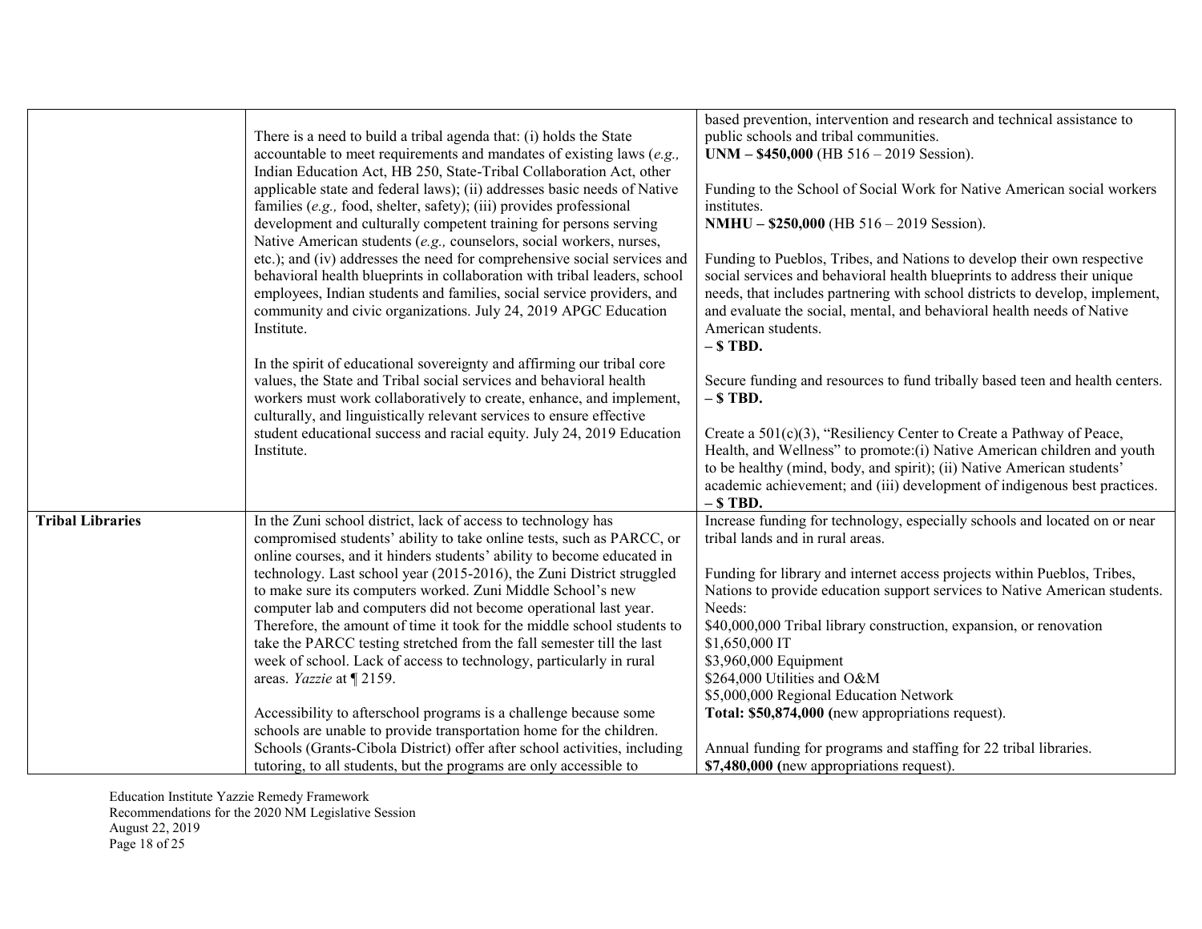| | | |
|---|---|---|
| | There is a need to build a tribal agenda that: (i) holds the State accountable to meet requirements and mandates of existing laws (*e.g.,* Indian Education Act, HB 250, State-Tribal Collaboration Act, other applicable state and federal laws); (ii) addresses basic needs of Native families (*e.g.,* food, shelter, safety); (iii) provides professional development and culturally competent training for persons serving Native American students (*e.g.,* counselors, social workers, nurses, etc.); and (iv) addresses the need for comprehensive social services and behavioral health blueprints in collaboration with tribal leaders, school employees, Indian students and families, social service providers, and community and civic organizations. July 24, 2019 APGC Education Institute.<br><br>In the spirit of educational sovereignty and affirming our tribal core values, the State and Tribal social services and behavioral health workers must work collaboratively to create, enhance, and implement, culturally, and linguistically relevant services to ensure effective student educational success and racial equity. July 24, 2019 Education Institute. | based prevention, intervention and research and technical assistance to public schools and tribal communities.<br>**UNM – $450,000** (HB 516 – 2019 Session).<br><br>Funding to the School of Social Work for Native American social workers institutes.<br>**NMHU – $250,000** (HB 516 – 2019 Session).<br><br>Funding to Pueblos, Tribes, and Nations to develop their own respective social services and behavioral health blueprints to address their unique needs, that includes partnering with school districts to develop, implement, and evaluate the social, mental, and behavioral health needs of Native American students.<br>**– $ TBD.**<br><br>Secure funding and resources to fund tribally based teen and health centers.<br>**– $ TBD.**<br><br>Create a 501(c)(3), "Resiliency Center to Create a Pathway of Peace, Health, and Wellness" to promote:(i) Native American children and youth to be healthy (mind, body, and spirit); (ii) Native American students' academic achievement; and (iii) development of indigenous best practices.<br>**– $ TBD.** |
| **Tribal Libraries** | In the Zuni school district, lack of access to technology has compromised students' ability to take online tests, such as PARCC, or online courses, and it hinders students' ability to become educated in technology. Last school year (2015-2016), the Zuni District struggled to make sure its computers worked. Zuni Middle School's new computer lab and computers did not become operational last year. Therefore, the amount of time it took for the middle school students to take the PARCC testing stretched from the fall semester till the last week of school. Lack of access to technology, particularly in rural areas. *Yazzie* at ¶ 2159.<br><br>Accessibility to afterschool programs is a challenge because some schools are unable to provide transportation home for the children. Schools (Grants-Cibola District) offer after school activities, including tutoring, to all students, but the programs are only accessible to | Increase funding for technology, especially schools and located on or near tribal lands and in rural areas.<br><br>Funding for library and internet access projects within Pueblos, Tribes, Nations to provide education support services to Native American students. Needs:<br>$40,000,000 Tribal library construction, expansion, or renovation<br>$1,650,000 IT<br>$3,960,000 Equipment<br>$264,000 Utilities and O&M<br>$5,000,000 Regional Education Network<br>**Total: $50,874,000 (**new appropriations request).<br><br>Annual funding for programs and staffing for 22 tribal libraries.<br>**$7,480,000 (**new appropriations request). |

Education Institute Yazzie Remedy Framework
Recommendations for the 2020 NM Legislative Session
August 22, 2019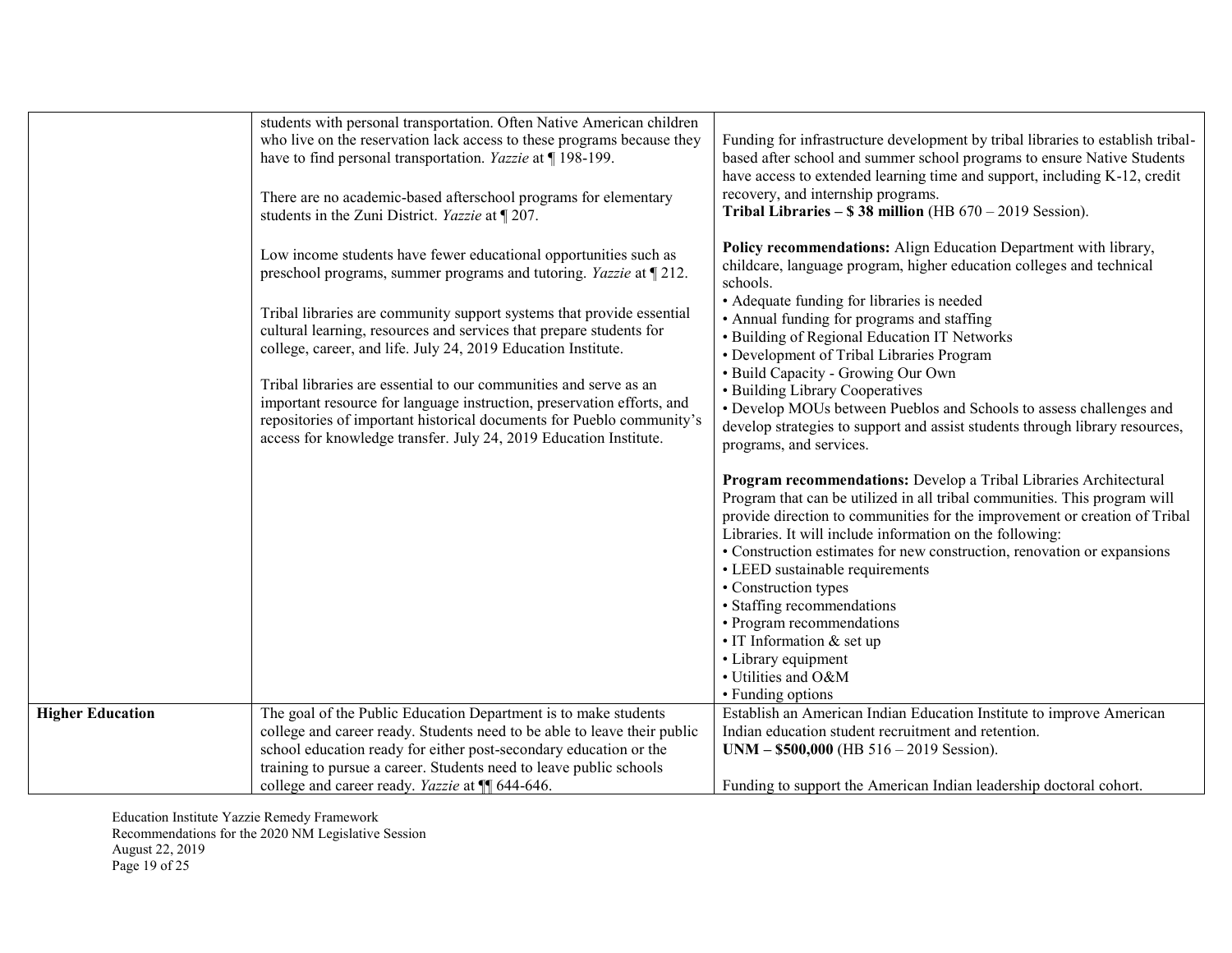| | | |
|---|---|---|
| | students with personal transportation. Often Native American children who live on the reservation lack access to these programs because they have to find personal transportation. *Yazzie* at ¶ 198-199.<br><br>There are no academic-based afterschool programs for elementary students in the Zuni District. *Yazzie* at ¶ 207.<br><br>Low income students have fewer educational opportunities such as preschool programs, summer programs and tutoring. *Yazzie* at ¶ 212.<br><br>Tribal libraries are community support systems that provide essential cultural learning, resources and services that prepare students for college, career, and life. July 24, 2019 Education Institute.<br><br>Tribal libraries are essential to our communities and serve as an important resource for language instruction, preservation efforts, and repositories of important historical documents for Pueblo community's access for knowledge transfer. July 24, 2019 Education Institute. | Funding for infrastructure development by tribal libraries to establish tribal-based after school and summer school programs to ensure Native Students have access to extended learning time and support, including K-12, credit recovery, and internship programs.<br>**Tribal Libraries – $ 38 million** (HB 670 – 2019 Session).<br><br>**Policy recommendations:** Align Education Department with library, childcare, language program, higher education colleges and technical schools.<br>• Adequate funding for libraries is needed<br>• Annual funding for programs and staffing<br>• Building of Regional Education IT Networks<br>• Development of Tribal Libraries Program<br>• Build Capacity - Growing Our Own<br>• Building Library Cooperatives<br>• Develop MOUs between Pueblos and Schools to assess challenges and develop strategies to support and assist students through library resources, programs, and services.<br><br>**Program recommendations:** Develop a Tribal Libraries Architectural Program that can be utilized in all tribal communities. This program will provide direction to communities for the improvement or creation of Tribal Libraries. It will include information on the following:<br>• Construction estimates for new construction, renovation or expansions<br>• LEED sustainable requirements<br>• Construction types<br>• Staffing recommendations<br>• Program recommendations<br>• IT Information & set up<br>• Library equipment<br>• Utilities and O&M<br>• Funding options |
| **Higher Education** | The goal of the Public Education Department is to make students college and career ready. Students need to be able to leave their public school education ready for either post-secondary education or the training to pursue a career. Students need to leave public schools college and career ready. *Yazzie* at ¶¶ 644-646. | Establish an American Indian Education Institute to improve American Indian education student recruitment and retention.<br>**UNM – $500,000** (HB 516 – 2019 Session).<br><br>Funding to support the American Indian leadership doctoral cohort. |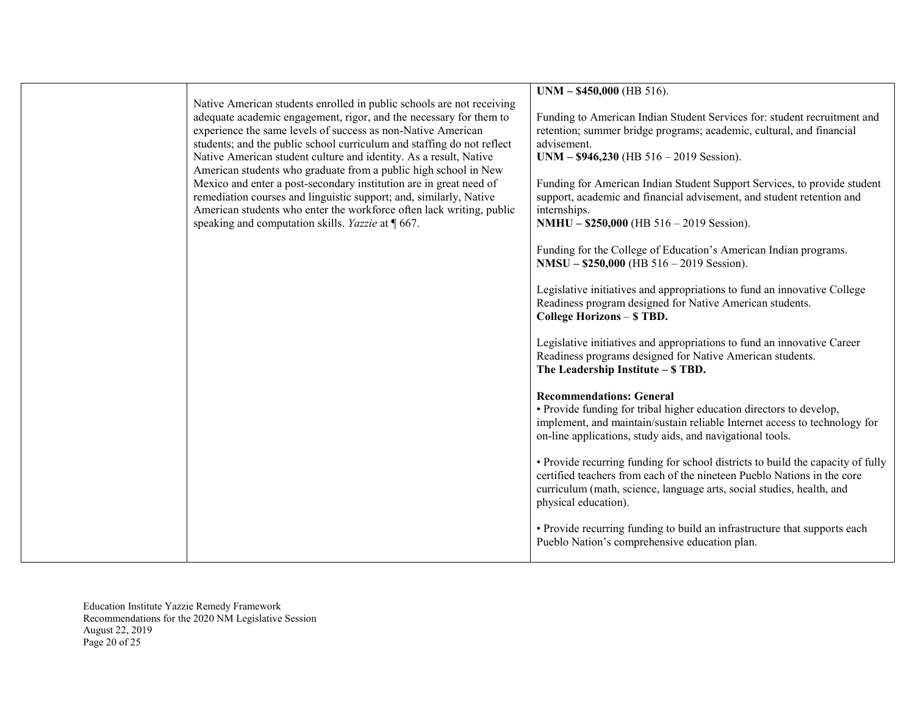| | | |
|---|---|---|
| | Native American students enrolled in public schools are not receiving adequate academic engagement, rigor, and the necessary for them to experience the same levels of success as non-Native American students; and the public school curriculum and staffing do not reflect Native American student culture and identity. As a result, Native American students who graduate from a public high school in New Mexico and enter a post-secondary institution are in great need of remediation courses and linguistic support; and, similarly, Native American students who enter the workforce often lack writing, public speaking and computation skills. *Yazzie* at ¶ 667. | **UNM – $450,000** (HB 516).<br><br>Funding to American Indian Student Services for: student recruitment and retention; summer bridge programs; academic, cultural, and financial advisement.<br>**UNM – $946,230** (HB 516 – 2019 Session).<br><br>Funding for American Indian Student Support Services, to provide student support, academic and financial advisement, and student retention and internships.<br>**NMHU – $250,000** (HB 516 – 2019 Session).<br><br>Funding for the College of Education's American Indian programs.<br>**NMSU – $250,000** (HB 516 – 2019 Session).<br><br>Legislative initiatives and appropriations to fund an innovative College Readiness program designed for Native American students.<br>**College Horizons – $ TBD.**<br><br>Legislative initiatives and appropriations to fund an innovative Career Readiness programs designed for Native American students.<br>**The Leadership Institute – $ TBD.**<br><br>**Recommendations: General**<br>• Provide funding for tribal higher education directors to develop, implement, and maintain/sustain reliable Internet access to technology for on-line applications, study aids, and navigational tools.<br><br>• Provide recurring funding for school districts to build the capacity of fully certified teachers from each of the nineteen Pueblo Nations in the core curriculum (math, science, language arts, social studies, health, and physical education).<br><br>• Provide recurring funding to build an infrastructure that supports each Pueblo Nation's comprehensive education plan. |

Education Institute Yazzie Remedy Framework
Recommendations for the 2020 NM Legislative Session
August 22, 2019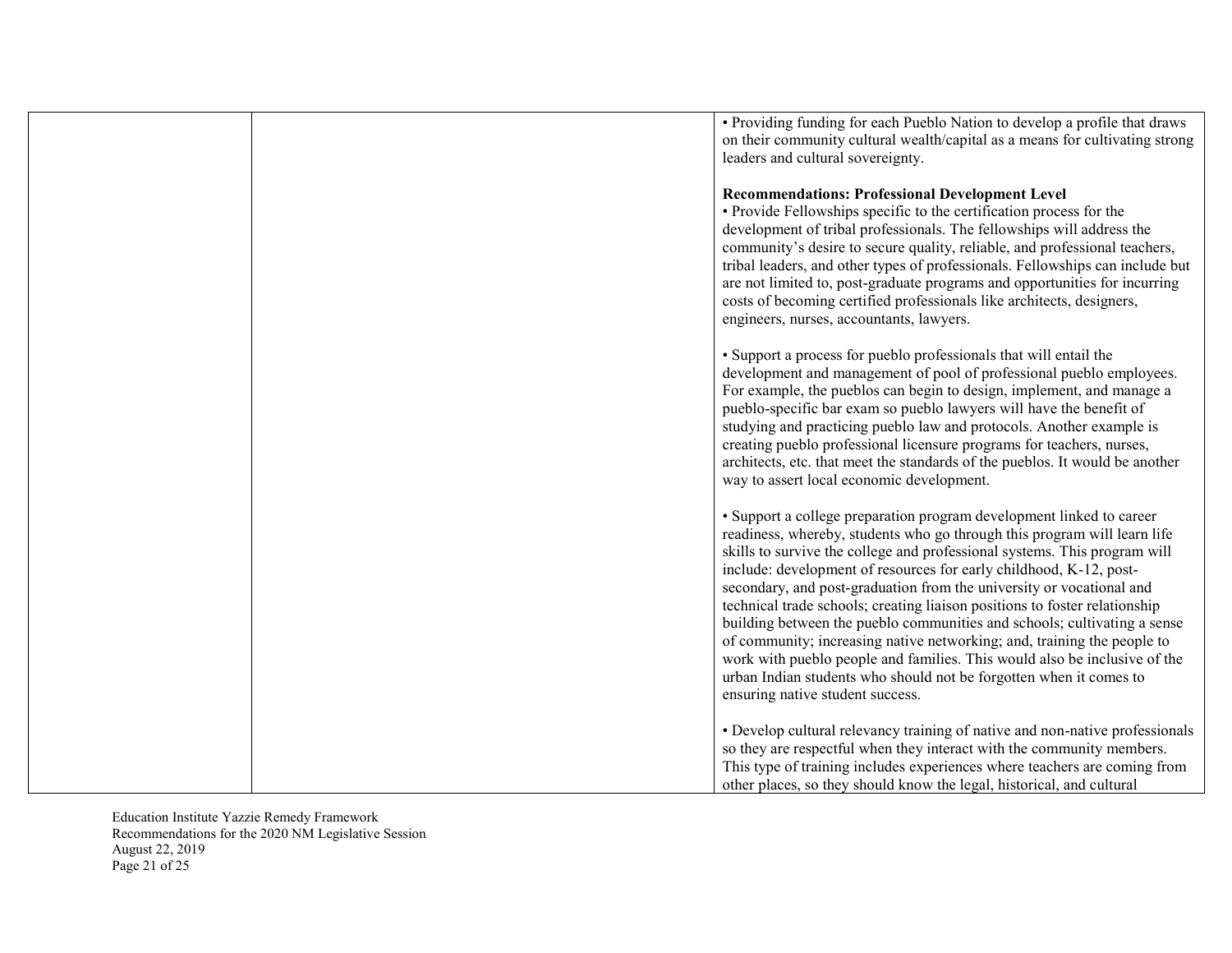| | | • Providing funding for each Pueblo Nation to develop a profile that draws on their community cultural wealth/capital as a means for cultivating strong leaders and cultural sovereignty.<br><br>**Recommendations: Professional Development Level**<br>• Provide Fellowships specific to the certification process for the development of tribal professionals. The fellowships will address the community's desire to secure quality, reliable, and professional teachers, tribal leaders, and other types of professionals. Fellowships can include but are not limited to, post-graduate programs and opportunities for incurring costs of becoming certified professionals like architects, designers, engineers, nurses, accountants, lawyers.<br><br>• Support a process for pueblo professionals that will entail the development and management of pool of professional pueblo employees. For example, the pueblos can begin to design, implement, and manage a pueblo-specific bar exam so pueblo lawyers will have the benefit of studying and practicing pueblo law and protocols. Another example is creating pueblo professional licensure programs for teachers, nurses, architects, etc. that meet the standards of the pueblos. It would be another way to assert local economic development.<br><br>• Support a college preparation program development linked to career readiness, whereby, students who go through this program will learn life skills to survive the college and professional systems. This program will include: development of resources for early childhood, K-12, post-secondary, and post-graduation from the university or vocational and technical trade schools; creating liaison positions to foster relationship building between the pueblo communities and schools; cultivating a sense of community; increasing native networking; and, training the people to work with pueblo people and families. This would also be inclusive of the urban Indian students who should not be forgotten when it comes to ensuring native student success.<br><br>• Develop cultural relevancy training of native and non-native professionals so they are respectful when they interact with the community members. This type of training includes experiences where teachers are coming from other places, so they should know the legal, historical, and cultural |
|---|---|---|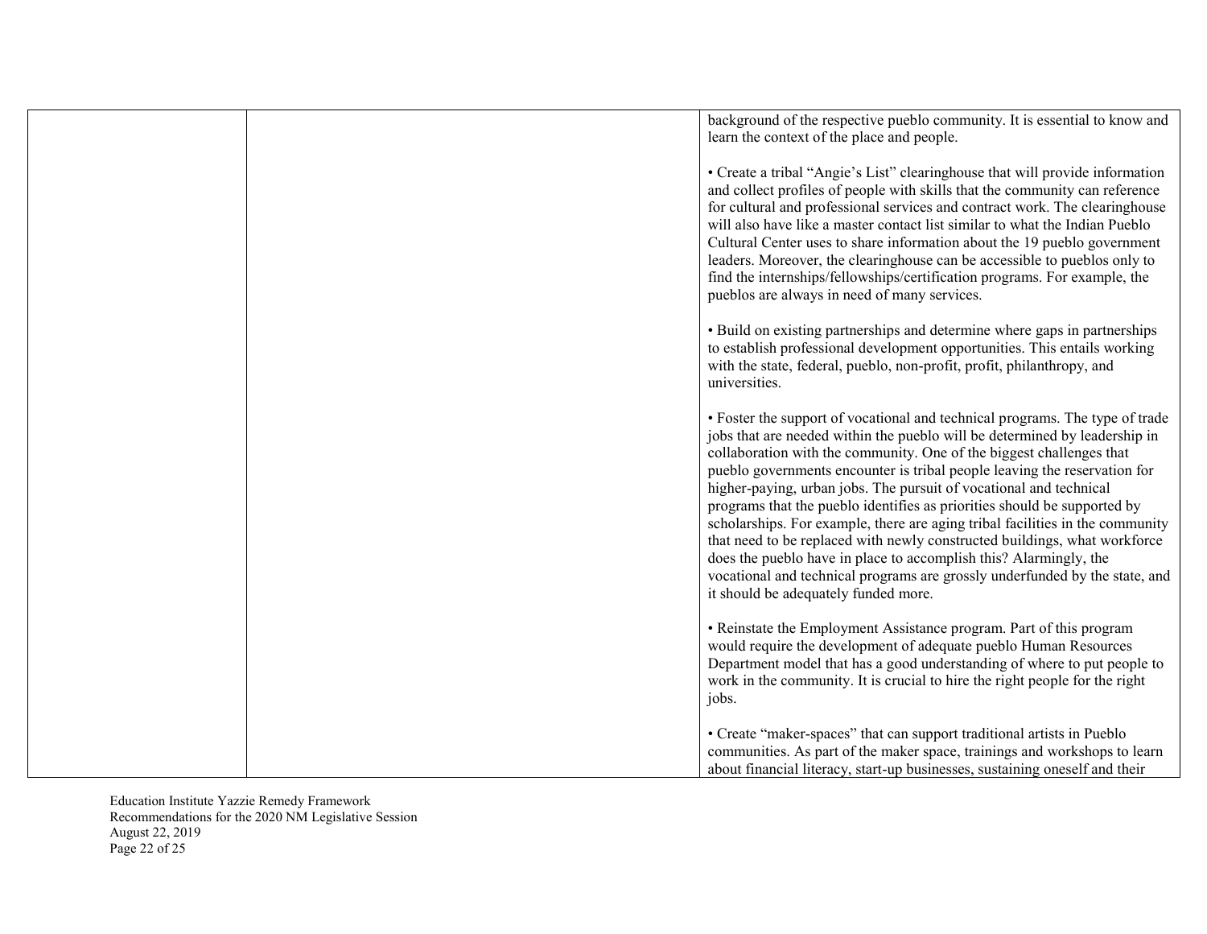| | | |
|---|---|---|
| | | background of the respective pueblo community. It is essential to know and learn the context of the place and people.<br><br>• Create a tribal "Angie's List" clearinghouse that will provide information and collect profiles of people with skills that the community can reference for cultural and professional services and contract work. The clearinghouse will also have like a master contact list similar to what the Indian Pueblo Cultural Center uses to share information about the 19 pueblo government leaders. Moreover, the clearinghouse can be accessible to pueblos only to find the internships/fellowships/certification programs. For example, the pueblos are always in need of many services.<br><br>• Build on existing partnerships and determine where gaps in partnerships to establish professional development opportunities. This entails working with the state, federal, pueblo, non-profit, profit, philanthropy, and universities.<br><br>• Foster the support of vocational and technical programs. The type of trade jobs that are needed within the pueblo will be determined by leadership in collaboration with the community. One of the biggest challenges that pueblo governments encounter is tribal people leaving the reservation for higher-paying, urban jobs. The pursuit of vocational and technical programs that the pueblo identifies as priorities should be supported by scholarships. For example, there are aging tribal facilities in the community that need to be replaced with newly constructed buildings, what workforce does the pueblo have in place to accomplish this? Alarmingly, the vocational and technical programs are grossly underfunded by the state, and it should be adequately funded more.<br><br>• Reinstate the Employment Assistance program. Part of this program would require the development of adequate pueblo Human Resources Department model that has a good understanding of where to put people to work in the community. It is crucial to hire the right people for the right jobs.<br><br>• Create "maker-spaces" that can support traditional artists in Pueblo communities. As part of the maker space, trainings and workshops to learn about financial literacy, start-up businesses, sustaining oneself and their |

Education Institute Yazzie Remedy Framework
Recommendations for the 2020 NM Legislative Session
August 22, 2019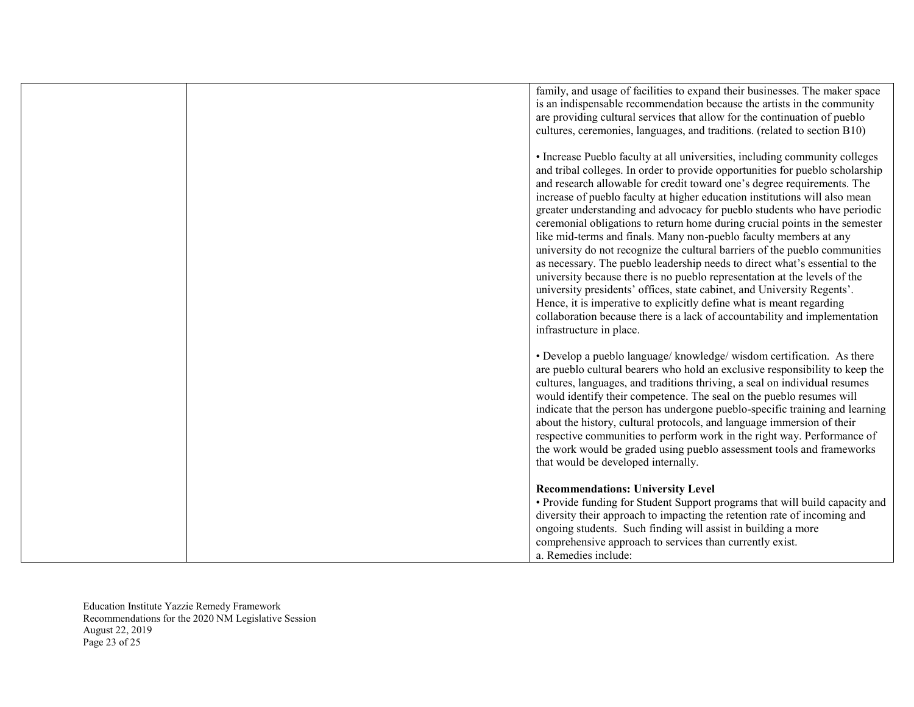| | | |
|---|---|---|
| | | family, and usage of facilities to expand their businesses. The maker space is an indispensable recommendation because the artists in the community are providing cultural services that allow for the continuation of pueblo cultures, ceremonies, languages, and traditions. (related to section B10)<br><br>• Increase Pueblo faculty at all universities, including community colleges and tribal colleges. In order to provide opportunities for pueblo scholarship and research allowable for credit toward one's degree requirements. The increase of pueblo faculty at higher education institutions will also mean greater understanding and advocacy for pueblo students who have periodic ceremonial obligations to return home during crucial points in the semester like mid-terms and finals. Many non-pueblo faculty members at any university do not recognize the cultural barriers of the pueblo communities as necessary. The pueblo leadership needs to direct what's essential to the university because there is no pueblo representation at the levels of the university presidents' offices, state cabinet, and University Regents'. Hence, it is imperative to explicitly define what is meant regarding collaboration because there is a lack of accountability and implementation infrastructure in place.<br><br>• Develop a pueblo language/ knowledge/ wisdom certification. As there are pueblo cultural bearers who hold an exclusive responsibility to keep the cultures, languages, and traditions thriving, a seal on individual resumes would identify their competence. The seal on the pueblo resumes will indicate that the person has undergone pueblo-specific training and learning about the history, cultural protocols, and language immersion of their respective communities to perform work in the right way. Performance of the work would be graded using pueblo assessment tools and frameworks that would be developed internally.<br><br>**Recommendations: University Level**<br>• Provide funding for Student Support programs that will build capacity and diversity their approach to impacting the retention rate of incoming and ongoing students. Such finding will assist in building a more comprehensive approach to services than currently exist.<br>a. Remedies include: |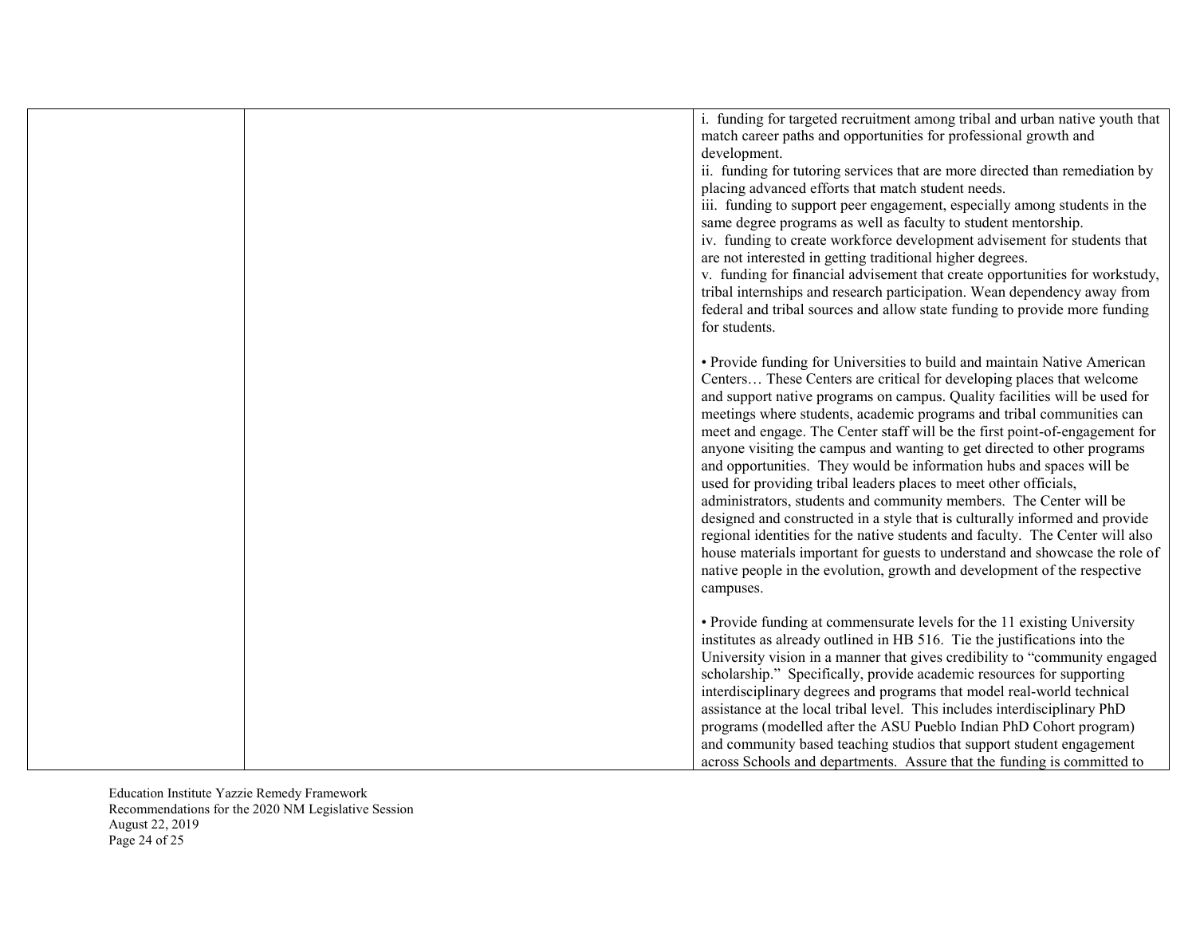| | | |
|---|---|---|
| | | i. funding for targeted recruitment among tribal and urban native youth that match career paths and opportunities for professional growth and development.<br>ii. funding for tutoring services that are more directed than remediation by placing advanced efforts that match student needs.<br>iii. funding to support peer engagement, especially among students in the same degree programs as well as faculty to student mentorship.<br>iv. funding to create workforce development advisement for students that are not interested in getting traditional higher degrees.<br>v. funding for financial advisement that create opportunities for workstudy, tribal internships and research participation. Wean dependency away from federal and tribal sources and allow state funding to provide more funding for students.<br><br>• Provide funding for Universities to build and maintain Native American Centers… These Centers are critical for developing places that welcome and support native programs on campus. Quality facilities will be used for meetings where students, academic programs and tribal communities can meet and engage. The Center staff will be the first point-of-engagement for anyone visiting the campus and wanting to get directed to other programs and opportunities. They would be information hubs and spaces will be used for providing tribal leaders places to meet other officials, administrators, students and community members. The Center will be designed and constructed in a style that is culturally informed and provide regional identities for the native students and faculty. The Center will also house materials important for guests to understand and showcase the role of native people in the evolution, growth and development of the respective campuses.<br><br>• Provide funding at commensurate levels for the 11 existing University institutes as already outlined in HB 516. Tie the justifications into the University vision in a manner that gives credibility to "community engaged scholarship." Specifically, provide academic resources for supporting interdisciplinary degrees and programs that model real-world technical assistance at the local tribal level. This includes interdisciplinary PhD programs (modelled after the ASU Pueblo Indian PhD Cohort program) and community based teaching studios that support student engagement across Schools and departments. Assure that the funding is committed to |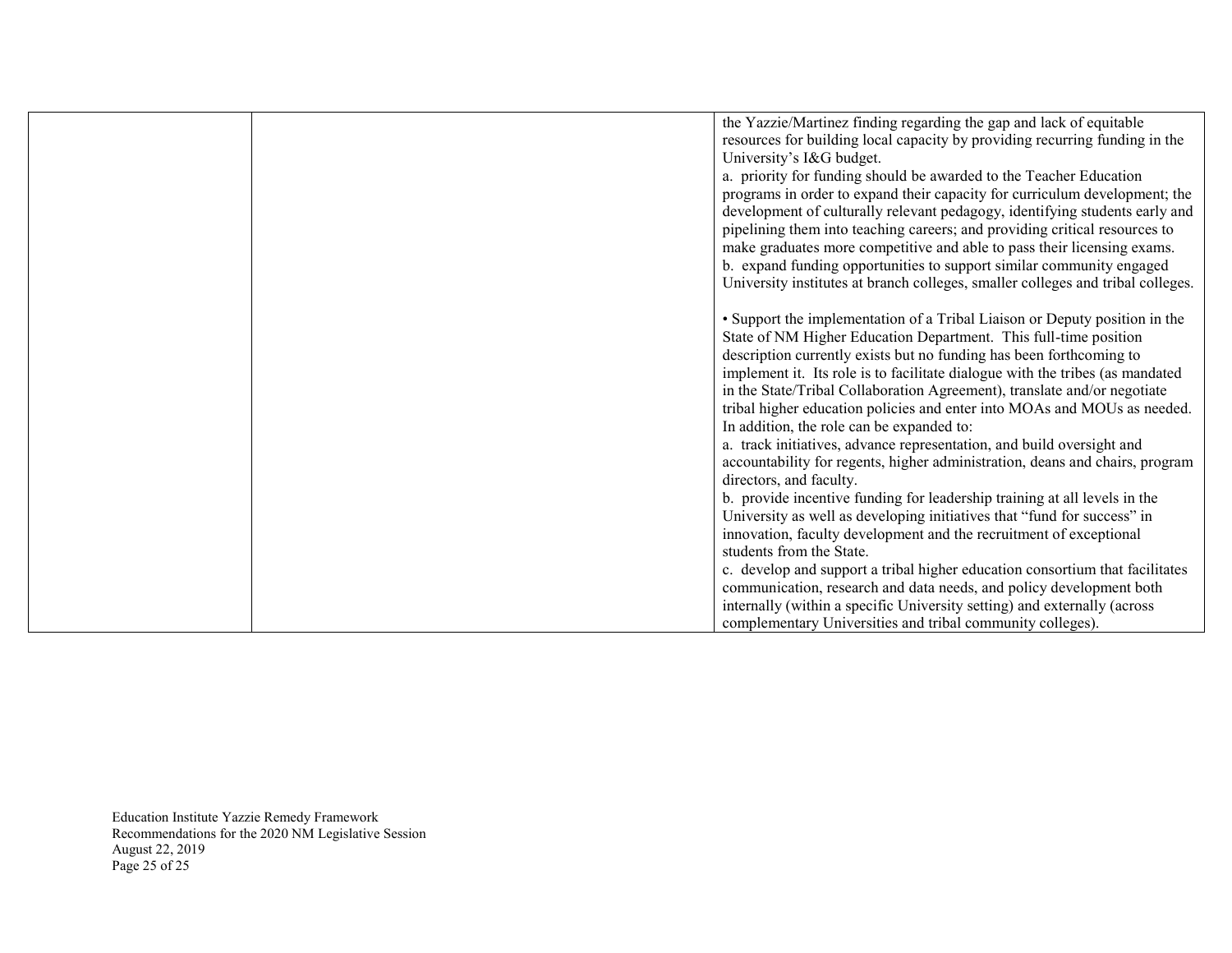| | | |
|---|---|---|
| | | the Yazzie/Martinez finding regarding the gap and lack of equitable resources for building local capacity by providing recurring funding in the University's I&G budget.<br>a. priority for funding should be awarded to the Teacher Education programs in order to expand their capacity for curriculum development; the development of culturally relevant pedagogy, identifying students early and pipelining them into teaching careers; and providing critical resources to make graduates more competitive and able to pass their licensing exams.<br>b. expand funding opportunities to support similar community engaged University institutes at branch colleges, smaller colleges and tribal colleges.<br><br>• Support the implementation of a Tribal Liaison or Deputy position in the State of NM Higher Education Department. This full-time position description currently exists but no funding has been forthcoming to implement it. Its role is to facilitate dialogue with the tribes (as mandated in the State/Tribal Collaboration Agreement), translate and/or negotiate tribal higher education policies and enter into MOAs and MOUs as needed. In addition, the role can be expanded to:<br>a. track initiatives, advance representation, and build oversight and accountability for regents, higher administration, deans and chairs, program directors, and faculty.<br>b. provide incentive funding for leadership training at all levels in the University as well as developing initiatives that "fund for success" in innovation, faculty development and the recruitment of exceptional students from the State.<br>c. develop and support a tribal higher education consortium that facilitates communication, research and data needs, and policy development both internally (within a specific University setting) and externally (across complementary Universities and tribal community colleges). |

Education Institute Yazzie Remedy Framework
Recommendations for the 2020 NM Legislative Session
August 22, 2019